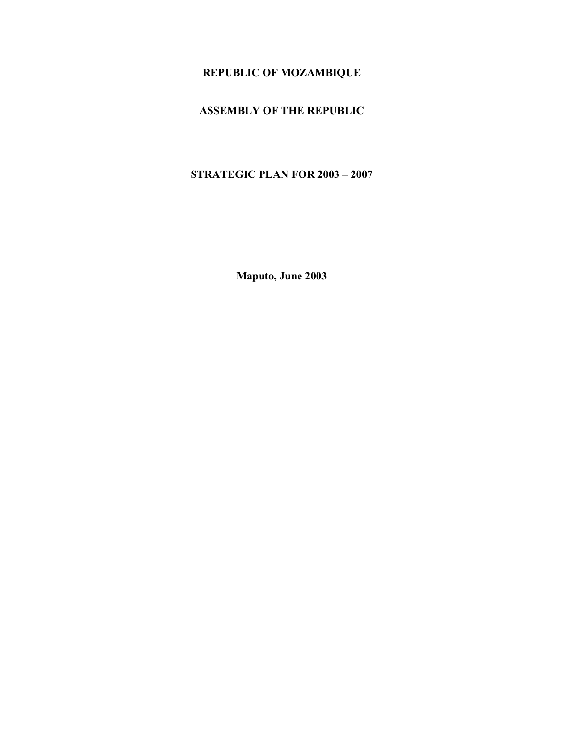**REPUBLIC OF MOZAMBIQUE**

**ASSEMBLY OF THE REPUBLIC**

# STRATEGIC PLAN FOR 2003 – 2007

**Maputo, June 2003**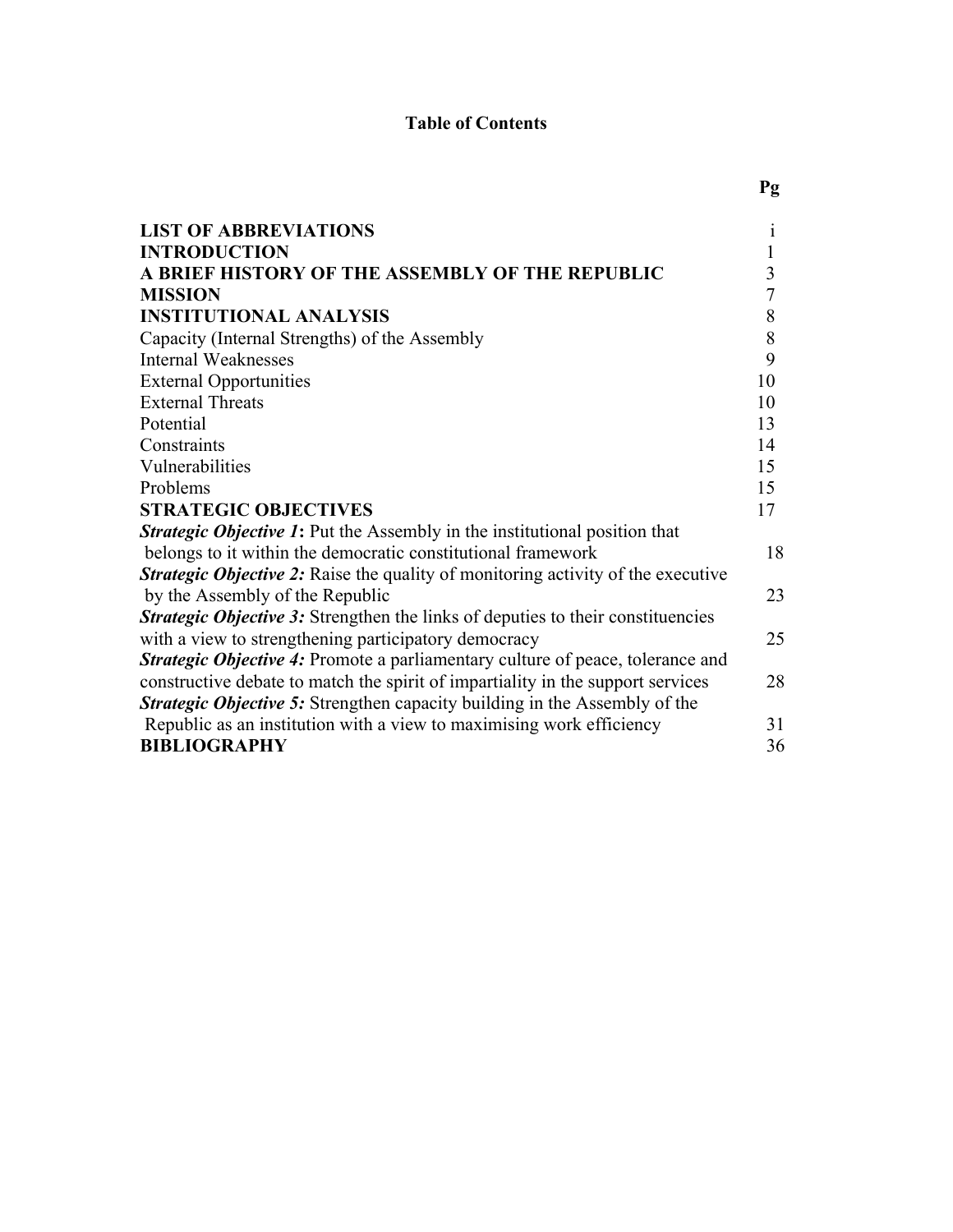# Table of Contents

| | Pg |
|---|---|
| **LIST OF ABBREVIATIONS** | i |
| **INTRODUCTION** | 1 |
| **A BRIEF HISTORY OF THE ASSEMBLY OF THE REPUBLIC** | 3 |
| **MISSION** | 7 |
| **INSTITUTIONAL ANALYSIS** | 8 |
| Capacity (Internal Strengths) of the Assembly | 8 |
| Internal Weaknesses | 9 |
| External Opportunities | 10 |
| External Threats | 10 |
| Potential | 13 |
| Constraints | 14 |
| Vulnerabilities | 15 |
| Problems | 15 |
| **STRATEGIC OBJECTIVES** | 17 |
| ***Strategic Objective 1*****:** Put the Assembly in the institutional position that belongs to it within the democratic constitutional framework | 18 |
| ***Strategic Objective 2:*** Raise the quality of monitoring activity of the executive by the Assembly of the Republic | 23 |
| ***Strategic Objective 3:*** Strengthen the links of deputies to their constituencies with a view to strengthening participatory democracy | 25 |
| ***Strategic Objective 4:*** Promote a parliamentary culture of peace, tolerance and constructive debate to match the spirit of impartiality in the support services | 28 |
| ***Strategic Objective 5:*** Strengthen capacity building in the Assembly of the Republic as an institution with a view to maximising work efficiency | 31 |
| **BIBLIOGRAPHY** | 36 |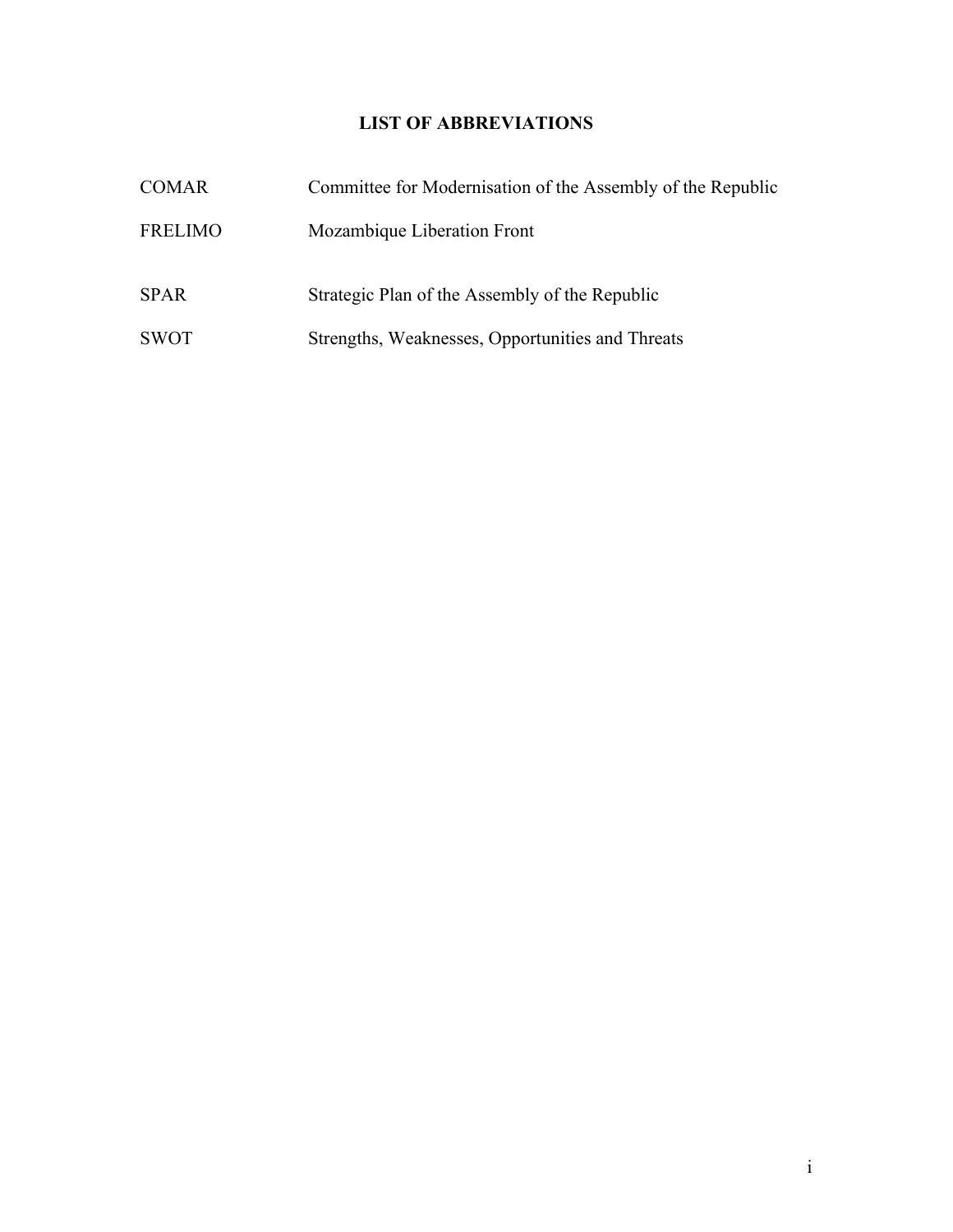# LIST OF ABBREVIATIONS

| | |
|---|---|
| COMAR | Committee for Modernisation of the Assembly of the Republic |
| FRELIMO | Mozambique Liberation Front |
| SPAR | Strategic Plan of the Assembly of the Republic |
| SWOT | Strengths, Weaknesses, Opportunities and Threats |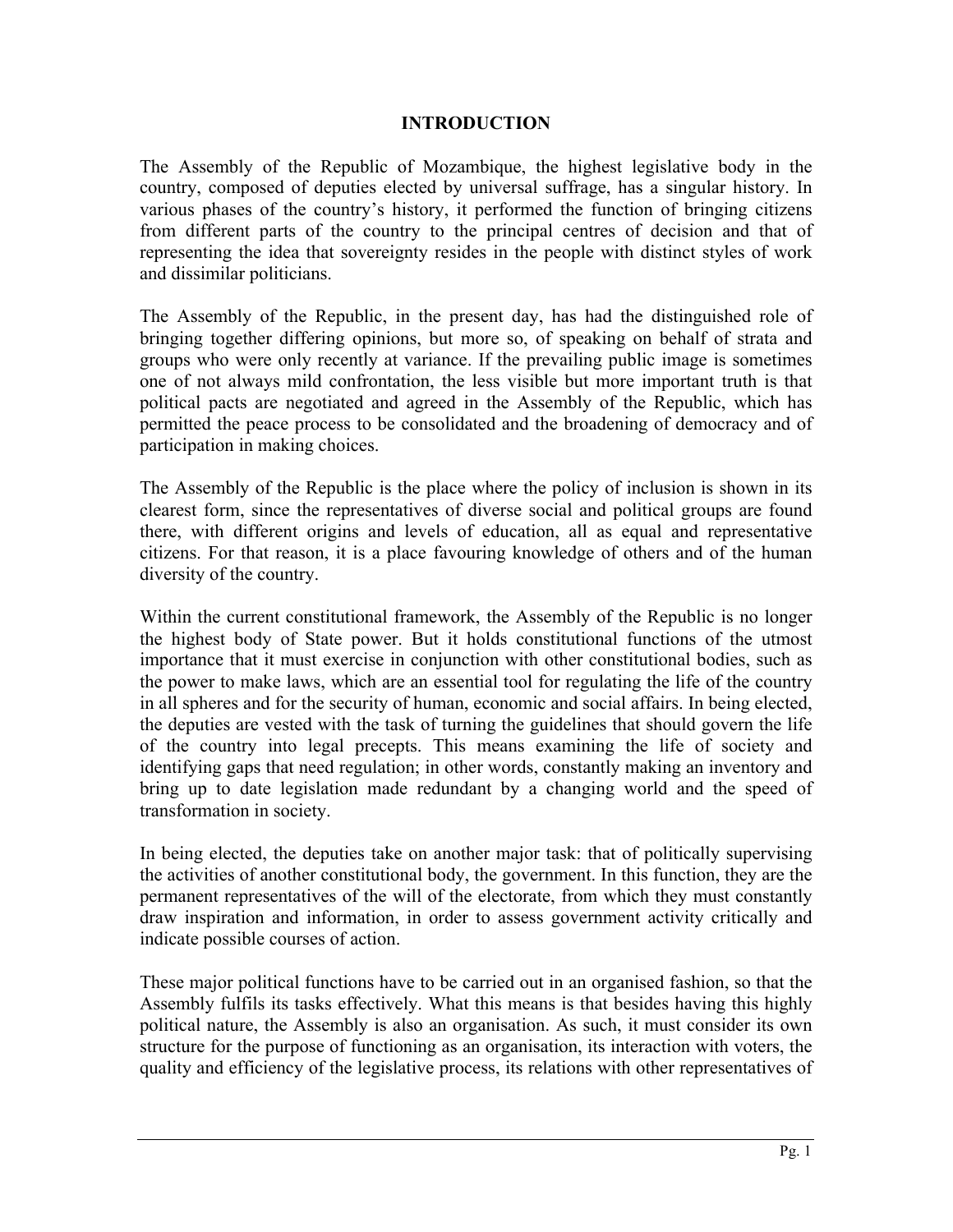# INTRODUCTION

The Assembly of the Republic of Mozambique, the highest legislative body in the country, composed of deputies elected by universal suffrage, has a singular history. In various phases of the country's history, it performed the function of bringing citizens from different parts of the country to the principal centres of decision and that of representing the idea that sovereignty resides in the people with distinct styles of work and dissimilar politicians.

The Assembly of the Republic, in the present day, has had the distinguished role of bringing together differing opinions, but more so, of speaking on behalf of strata and groups who were only recently at variance. If the prevailing public image is sometimes one of not always mild confrontation, the less visible but more important truth is that political pacts are negotiated and agreed in the Assembly of the Republic, which has permitted the peace process to be consolidated and the broadening of democracy and of participation in making choices.

The Assembly of the Republic is the place where the policy of inclusion is shown in its clearest form, since the representatives of diverse social and political groups are found there, with different origins and levels of education, all as equal and representative citizens. For that reason, it is a place favouring knowledge of others and of the human diversity of the country.

Within the current constitutional framework, the Assembly of the Republic is no longer the highest body of State power. But it holds constitutional functions of the utmost importance that it must exercise in conjunction with other constitutional bodies, such as the power to make laws, which are an essential tool for regulating the life of the country in all spheres and for the security of human, economic and social affairs. In being elected, the deputies are vested with the task of turning the guidelines that should govern the life of the country into legal precepts. This means examining the life of society and identifying gaps that need regulation; in other words, constantly making an inventory and bring up to date legislation made redundant by a changing world and the speed of transformation in society.

In being elected, the deputies take on another major task: that of politically supervising the activities of another constitutional body, the government. In this function, they are the permanent representatives of the will of the electorate, from which they must constantly draw inspiration and information, in order to assess government activity critically and indicate possible courses of action.

These major political functions have to be carried out in an organised fashion, so that the Assembly fulfils its tasks effectively. What this means is that besides having this highly political nature, the Assembly is also an organisation. As such, it must consider its own structure for the purpose of functioning as an organisation, its interaction with voters, the quality and efficiency of the legislative process, its relations with other representatives of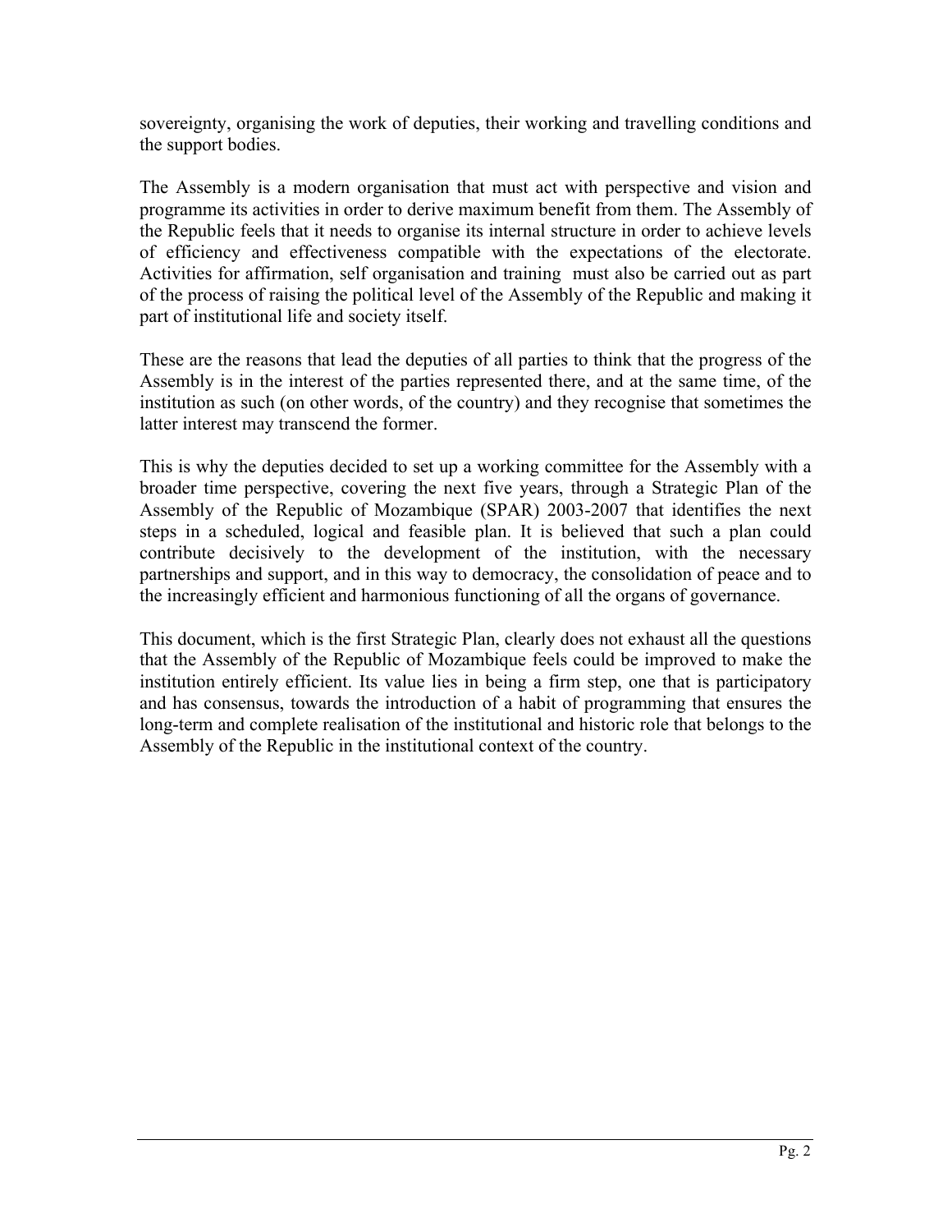sovereignty, organising the work of deputies, their working and travelling conditions and the support bodies.

The Assembly is a modern organisation that must act with perspective and vision and programme its activities in order to derive maximum benefit from them. The Assembly of the Republic feels that it needs to organise its internal structure in order to achieve levels of efficiency and effectiveness compatible with the expectations of the electorate. Activities for affirmation, self organisation and training must also be carried out as part of the process of raising the political level of the Assembly of the Republic and making it part of institutional life and society itself.

These are the reasons that lead the deputies of all parties to think that the progress of the Assembly is in the interest of the parties represented there, and at the same time, of the institution as such (on other words, of the country) and they recognise that sometimes the latter interest may transcend the former.

This is why the deputies decided to set up a working committee for the Assembly with a broader time perspective, covering the next five years, through a Strategic Plan of the Assembly of the Republic of Mozambique (SPAR) 2003-2007 that identifies the next steps in a scheduled, logical and feasible plan. It is believed that such a plan could contribute decisively to the development of the institution, with the necessary partnerships and support, and in this way to democracy, the consolidation of peace and to the increasingly efficient and harmonious functioning of all the organs of governance.

This document, which is the first Strategic Plan, clearly does not exhaust all the questions that the Assembly of the Republic of Mozambique feels could be improved to make the institution entirely efficient. Its value lies in being a firm step, one that is participatory and has consensus, towards the introduction of a habit of programming that ensures the long-term and complete realisation of the institutional and historic role that belongs to the Assembly of the Republic in the institutional context of the country.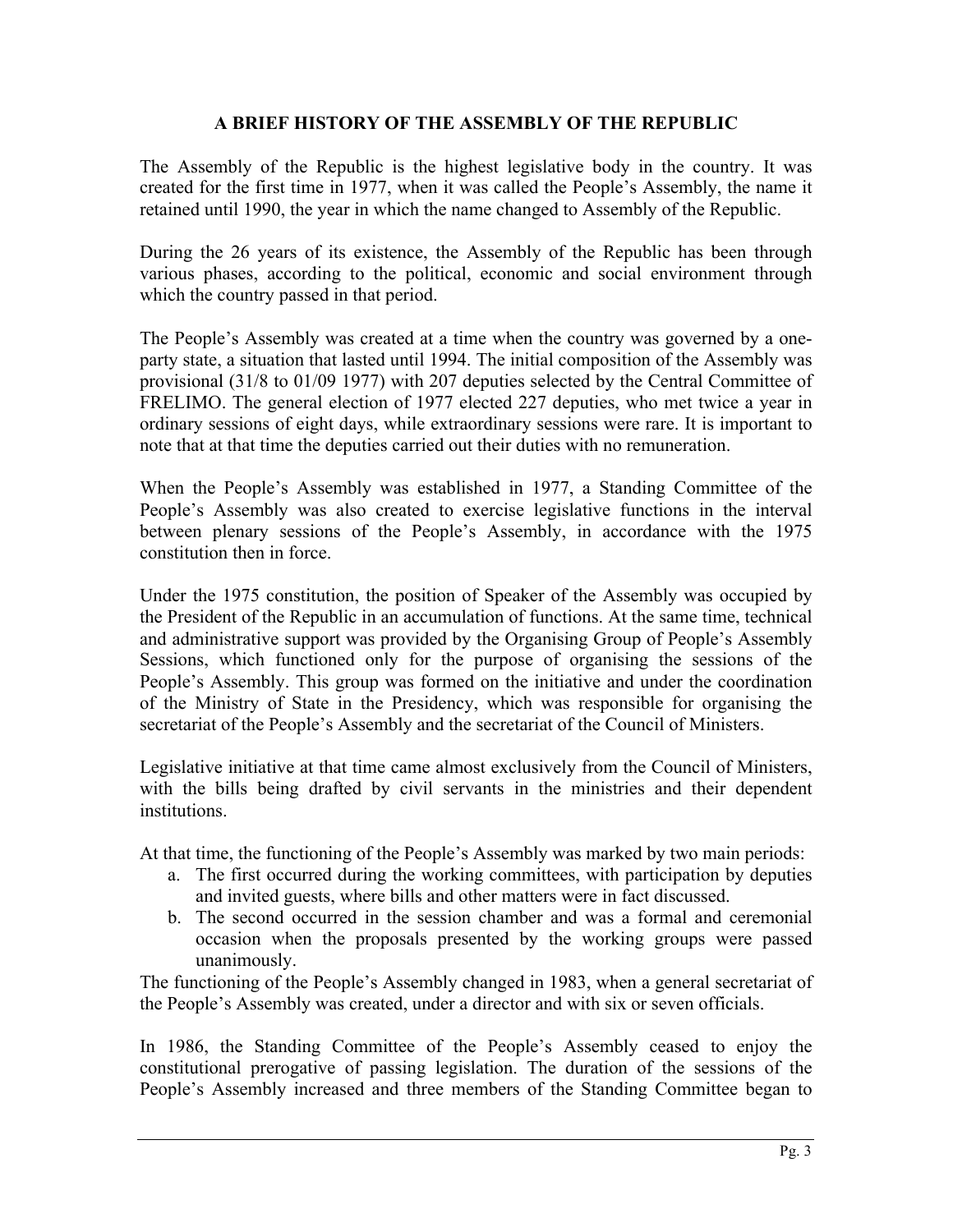## A BRIEF HISTORY OF THE ASSEMBLY OF THE REPUBLIC

The Assembly of the Republic is the highest legislative body in the country. It was created for the first time in 1977, when it was called the People's Assembly, the name it retained until 1990, the year in which the name changed to Assembly of the Republic.

During the 26 years of its existence, the Assembly of the Republic has been through various phases, according to the political, economic and social environment through which the country passed in that period.

The People's Assembly was created at a time when the country was governed by a one-party state, a situation that lasted until 1994. The initial composition of the Assembly was provisional (31/8 to 01/09 1977) with 207 deputies selected by the Central Committee of FRELIMO. The general election of 1977 elected 227 deputies, who met twice a year in ordinary sessions of eight days, while extraordinary sessions were rare. It is important to note that at that time the deputies carried out their duties with no remuneration.

When the People's Assembly was established in 1977, a Standing Committee of the People's Assembly was also created to exercise legislative functions in the interval between plenary sessions of the People's Assembly, in accordance with the 1975 constitution then in force.

Under the 1975 constitution, the position of Speaker of the Assembly was occupied by the President of the Republic in an accumulation of functions. At the same time, technical and administrative support was provided by the Organising Group of People's Assembly Sessions, which functioned only for the purpose of organising the sessions of the People's Assembly. This group was formed on the initiative and under the coordination of the Ministry of State in the Presidency, which was responsible for organising the secretariat of the People's Assembly and the secretariat of the Council of Ministers.

Legislative initiative at that time came almost exclusively from the Council of Ministers, with the bills being drafted by civil servants in the ministries and their dependent institutions.

At that time, the functioning of the People's Assembly was marked by two main periods:

a. The first occurred during the working committees, with participation by deputies and invited guests, where bills and other matters were in fact discussed.
b. The second occurred in the session chamber and was a formal and ceremonial occasion when the proposals presented by the working groups were passed unanimously.

The functioning of the People's Assembly changed in 1983, when a general secretariat of the People's Assembly was created, under a director and with six or seven officials.

In 1986, the Standing Committee of the People's Assembly ceased to enjoy the constitutional prerogative of passing legislation. The duration of the sessions of the People's Assembly increased and three members of the Standing Committee began to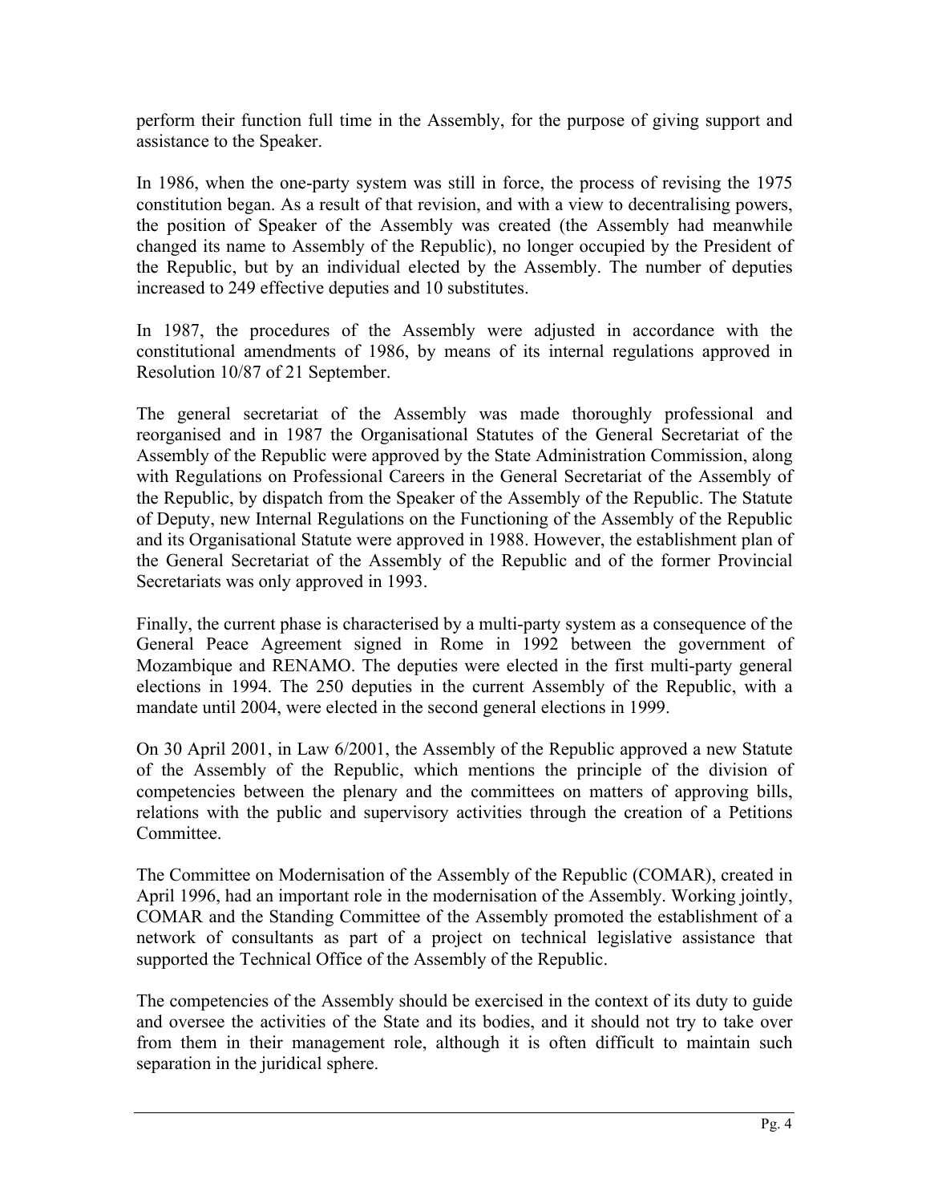perform their function full time in the Assembly, for the purpose of giving support and assistance to the Speaker.

In 1986, when the one-party system was still in force, the process of revising the 1975 constitution began. As a result of that revision, and with a view to decentralising powers, the position of Speaker of the Assembly was created (the Assembly had meanwhile changed its name to Assembly of the Republic), no longer occupied by the President of the Republic, but by an individual elected by the Assembly. The number of deputies increased to 249 effective deputies and 10 substitutes.

In 1987, the procedures of the Assembly were adjusted in accordance with the constitutional amendments of 1986, by means of its internal regulations approved in Resolution 10/87 of 21 September.

The general secretariat of the Assembly was made thoroughly professional and reorganised and in 1987 the Organisational Statutes of the General Secretariat of the Assembly of the Republic were approved by the State Administration Commission, along with Regulations on Professional Careers in the General Secretariat of the Assembly of the Republic, by dispatch from the Speaker of the Assembly of the Republic. The Statute of Deputy, new Internal Regulations on the Functioning of the Assembly of the Republic and its Organisational Statute were approved in 1988. However, the establishment plan of the General Secretariat of the Assembly of the Republic and of the former Provincial Secretariats was only approved in 1993.

Finally, the current phase is characterised by a multi-party system as a consequence of the General Peace Agreement signed in Rome in 1992 between the government of Mozambique and RENAMO. The deputies were elected in the first multi-party general elections in 1994. The 250 deputies in the current Assembly of the Republic, with a mandate until 2004, were elected in the second general elections in 1999.

On 30 April 2001, in Law 6/2001, the Assembly of the Republic approved a new Statute of the Assembly of the Republic, which mentions the principle of the division of competencies between the plenary and the committees on matters of approving bills, relations with the public and supervisory activities through the creation of a Petitions Committee.

The Committee on Modernisation of the Assembly of the Republic (COMAR), created in April 1996, had an important role in the modernisation of the Assembly. Working jointly, COMAR and the Standing Committee of the Assembly promoted the establishment of a network of consultants as part of a project on technical legislative assistance that supported the Technical Office of the Assembly of the Republic.

The competencies of the Assembly should be exercised in the context of its duty to guide and oversee the activities of the State and its bodies, and it should not try to take over from them in their management role, although it is often difficult to maintain such separation in the juridical sphere.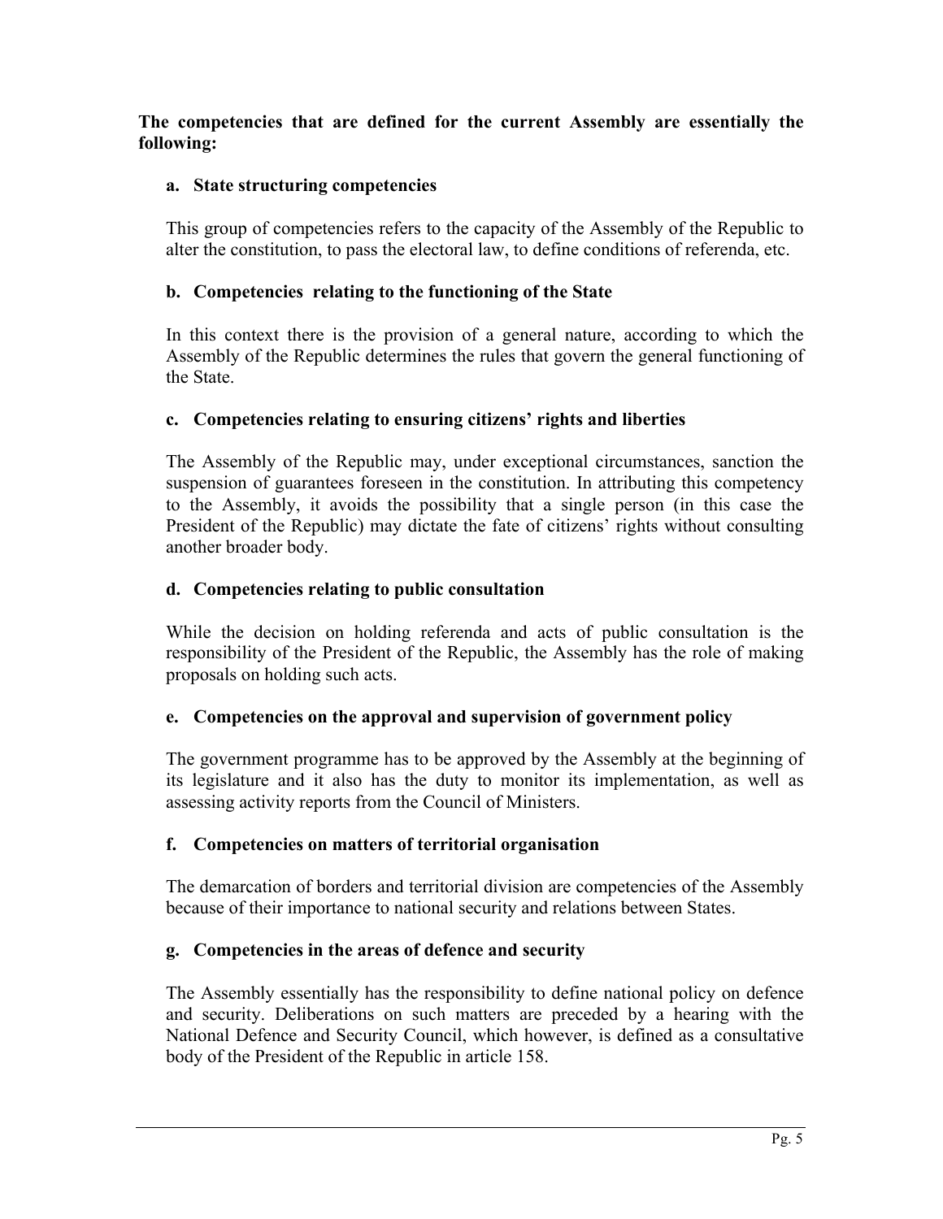**The competencies that are defined for the current Assembly are essentially the following:**

**a. State structuring competencies**

This group of competencies refers to the capacity of the Assembly of the Republic to alter the constitution, to pass the electoral law, to define conditions of referenda, etc.

**b. Competencies relating to the functioning of the State**

In this context there is the provision of a general nature, according to which the Assembly of the Republic determines the rules that govern the general functioning of the State.

**c. Competencies relating to ensuring citizens' rights and liberties**

The Assembly of the Republic may, under exceptional circumstances, sanction the suspension of guarantees foreseen in the constitution. In attributing this competency to the Assembly, it avoids the possibility that a single person (in this case the President of the Republic) may dictate the fate of citizens' rights without consulting another broader body.

**d. Competencies relating to public consultation**

While the decision on holding referenda and acts of public consultation is the responsibility of the President of the Republic, the Assembly has the role of making proposals on holding such acts.

**e. Competencies on the approval and supervision of government policy**

The government programme has to be approved by the Assembly at the beginning of its legislature and it also has the duty to monitor its implementation, as well as assessing activity reports from the Council of Ministers.

**f. Competencies on matters of territorial organisation**

The demarcation of borders and territorial division are competencies of the Assembly because of their importance to national security and relations between States.

**g. Competencies in the areas of defence and security**

The Assembly essentially has the responsibility to define national policy on defence and security. Deliberations on such matters are preceded by a hearing with the National Defence and Security Council, which however, is defined as a consultative body of the President of the Republic in article 158.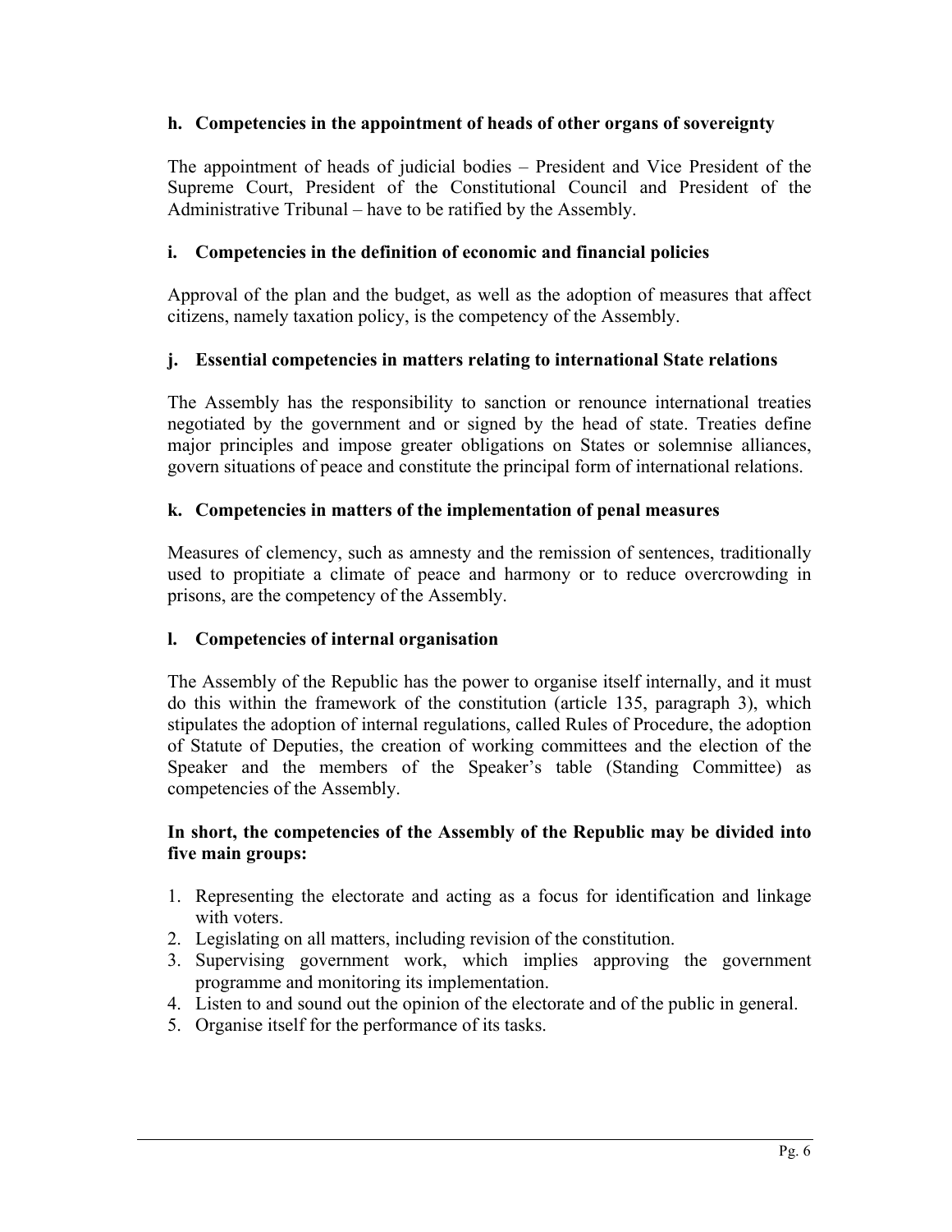### h. Competencies in the appointment of heads of other organs of sovereignty

The appointment of heads of judicial bodies – President and Vice President of the Supreme Court, President of the Constitutional Council and President of the Administrative Tribunal – have to be ratified by the Assembly.

### i. Competencies in the definition of economic and financial policies

Approval of the plan and the budget, as well as the adoption of measures that affect citizens, namely taxation policy, is the competency of the Assembly.

### j. Essential competencies in matters relating to international State relations

The Assembly has the responsibility to sanction or renounce international treaties negotiated by the government and or signed by the head of state. Treaties define major principles and impose greater obligations on States or solemnise alliances, govern situations of peace and constitute the principal form of international relations.

### k. Competencies in matters of the implementation of penal measures

Measures of clemency, such as amnesty and the remission of sentences, traditionally used to propitiate a climate of peace and harmony or to reduce overcrowding in prisons, are the competency of the Assembly.

### l. Competencies of internal organisation

The Assembly of the Republic has the power to organise itself internally, and it must do this within the framework of the constitution (article 135, paragraph 3), which stipulates the adoption of internal regulations, called Rules of Procedure, the adoption of Statute of Deputies, the creation of working committees and the election of the Speaker and the members of the Speaker's table (Standing Committee) as competencies of the Assembly.

**In short, the competencies of the Assembly of the Republic may be divided into five main groups:**

1. Representing the electorate and acting as a focus for identification and linkage with voters.
2. Legislating on all matters, including revision of the constitution.
3. Supervising government work, which implies approving the government programme and monitoring its implementation.
4. Listen to and sound out the opinion of the electorate and of the public in general.
5. Organise itself for the performance of its tasks.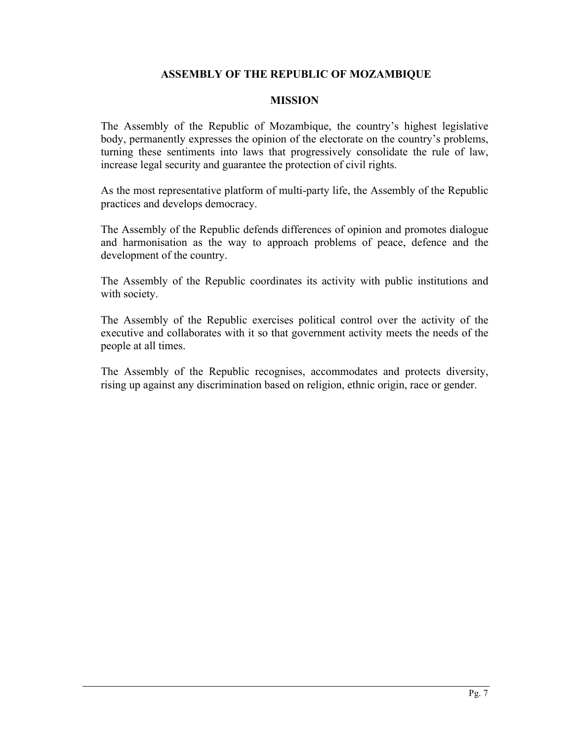## ASSEMBLY OF THE REPUBLIC OF MOZAMBIQUE

### MISSION

The Assembly of the Republic of Mozambique, the country's highest legislative body, permanently expresses the opinion of the electorate on the country's problems, turning these sentiments into laws that progressively consolidate the rule of law, increase legal security and guarantee the protection of civil rights.

As the most representative platform of multi-party life, the Assembly of the Republic practices and develops democracy.

The Assembly of the Republic defends differences of opinion and promotes dialogue and harmonisation as the way to approach problems of peace, defence and the development of the country.

The Assembly of the Republic coordinates its activity with public institutions and with society.

The Assembly of the Republic exercises political control over the activity of the executive and collaborates with it so that government activity meets the needs of the people at all times.

The Assembly of the Republic recognises, accommodates and protects diversity, rising up against any discrimination based on religion, ethnic origin, race or gender.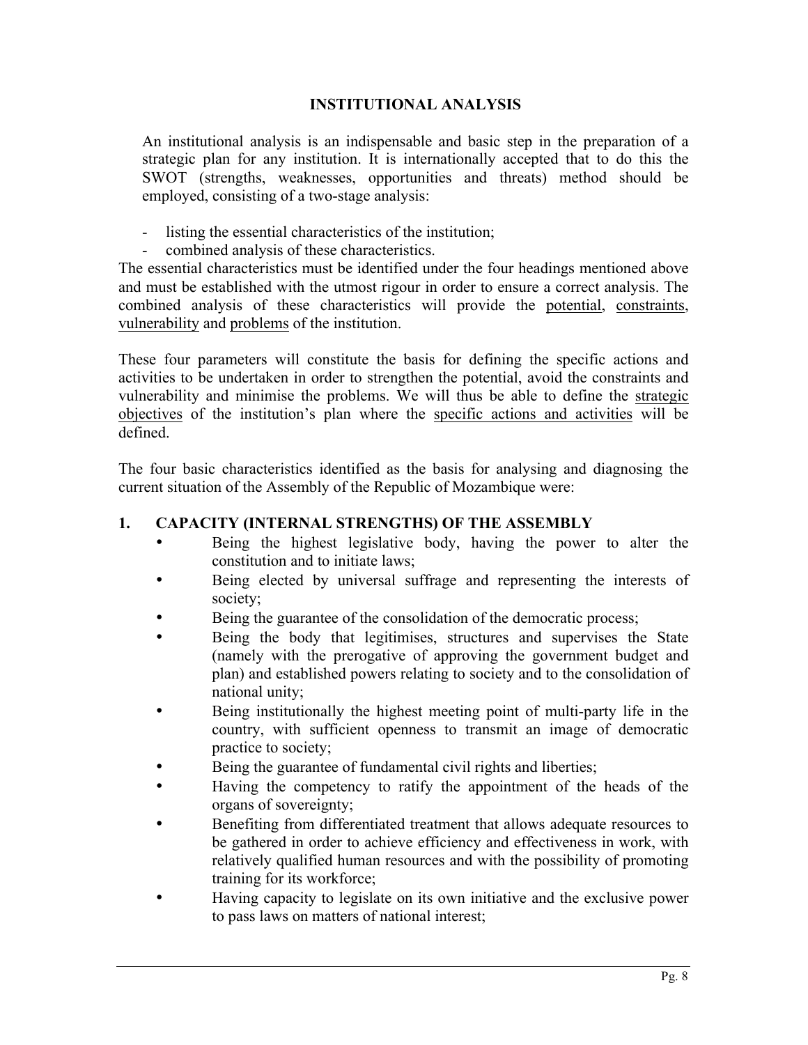## INSTITUTIONAL ANALYSIS

An institutional analysis is an indispensable and basic step in the preparation of a strategic plan for any institution. It is internationally accepted that to do this the SWOT (strengths, weaknesses, opportunities and threats) method should be employed, consisting of a two-stage analysis:

- listing the essential characteristics of the institution;
- combined analysis of these characteristics.

The essential characteristics must be identified under the four headings mentioned above and must be established with the utmost rigour in order to ensure a correct analysis. The combined analysis of these characteristics will provide the potential, constraints, vulnerability and problems of the institution.

These four parameters will constitute the basis for defining the specific actions and activities to be undertaken in order to strengthen the potential, avoid the constraints and vulnerability and minimise the problems. We will thus be able to define the strategic objectives of the institution's plan where the specific actions and activities will be defined.

The four basic characteristics identified as the basis for analysing and diagnosing the current situation of the Assembly of the Republic of Mozambique were:

### 1. CAPACITY (INTERNAL STRENGTHS) OF THE ASSEMBLY

- Being the highest legislative body, having the power to alter the constitution and to initiate laws;
- Being elected by universal suffrage and representing the interests of society;
- Being the guarantee of the consolidation of the democratic process;
- Being the body that legitimises, structures and supervises the State (namely with the prerogative of approving the government budget and plan) and established powers relating to society and to the consolidation of national unity;
- Being institutionally the highest meeting point of multi-party life in the country, with sufficient openness to transmit an image of democratic practice to society;
- Being the guarantee of fundamental civil rights and liberties;
- Having the competency to ratify the appointment of the heads of the organs of sovereignty;
- Benefiting from differentiated treatment that allows adequate resources to be gathered in order to achieve efficiency and effectiveness in work, with relatively qualified human resources and with the possibility of promoting training for its workforce;
- Having capacity to legislate on its own initiative and the exclusive power to pass laws on matters of national interest;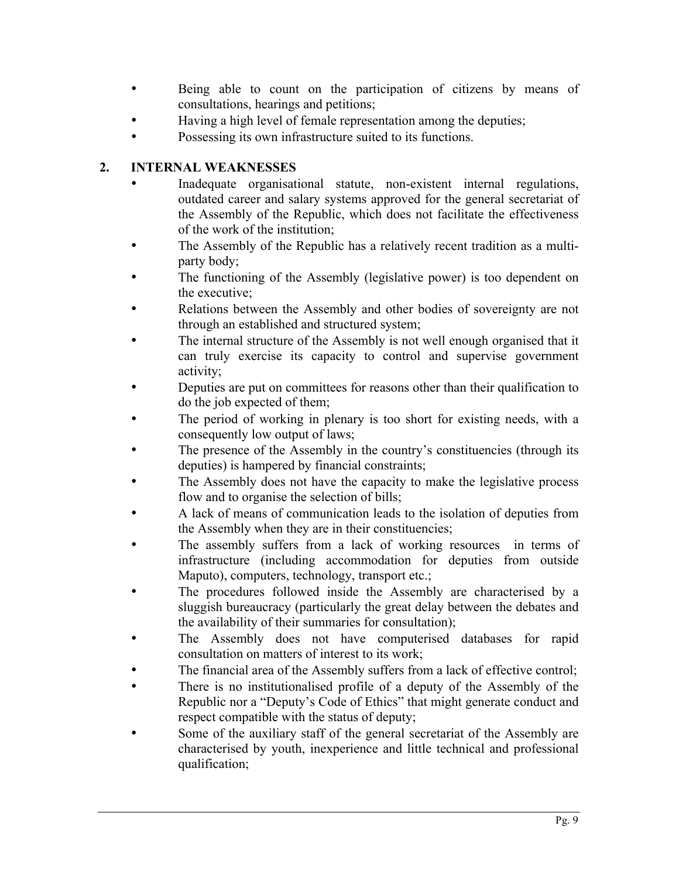- Being able to count on the participation of citizens by means of consultations, hearings and petitions;
- Having a high level of female representation among the deputies;
- Possessing its own infrastructure suited to its functions.

## 2. INTERNAL WEAKNESSES

- Inadequate organisational statute, non-existent internal regulations, outdated career and salary systems approved for the general secretariat of the Assembly of the Republic, which does not facilitate the effectiveness of the work of the institution;
- The Assembly of the Republic has a relatively recent tradition as a multi-party body;
- The functioning of the Assembly (legislative power) is too dependent on the executive;
- Relations between the Assembly and other bodies of sovereignty are not through an established and structured system;
- The internal structure of the Assembly is not well enough organised that it can truly exercise its capacity to control and supervise government activity;
- Deputies are put on committees for reasons other than their qualification to do the job expected of them;
- The period of working in plenary is too short for existing needs, with a consequently low output of laws;
- The presence of the Assembly in the country's constituencies (through its deputies) is hampered by financial constraints;
- The Assembly does not have the capacity to make the legislative process flow and to organise the selection of bills;
- A lack of means of communication leads to the isolation of deputies from the Assembly when they are in their constituencies;
- The assembly suffers from a lack of working resources in terms of infrastructure (including accommodation for deputies from outside Maputo), computers, technology, transport etc.;
- The procedures followed inside the Assembly are characterised by a sluggish bureaucracy (particularly the great delay between the debates and the availability of their summaries for consultation);
- The Assembly does not have computerised databases for rapid consultation on matters of interest to its work;
- The financial area of the Assembly suffers from a lack of effective control;
- There is no institutionalised profile of a deputy of the Assembly of the Republic nor a "Deputy's Code of Ethics" that might generate conduct and respect compatible with the status of deputy;
- Some of the auxiliary staff of the general secretariat of the Assembly are characterised by youth, inexperience and little technical and professional qualification;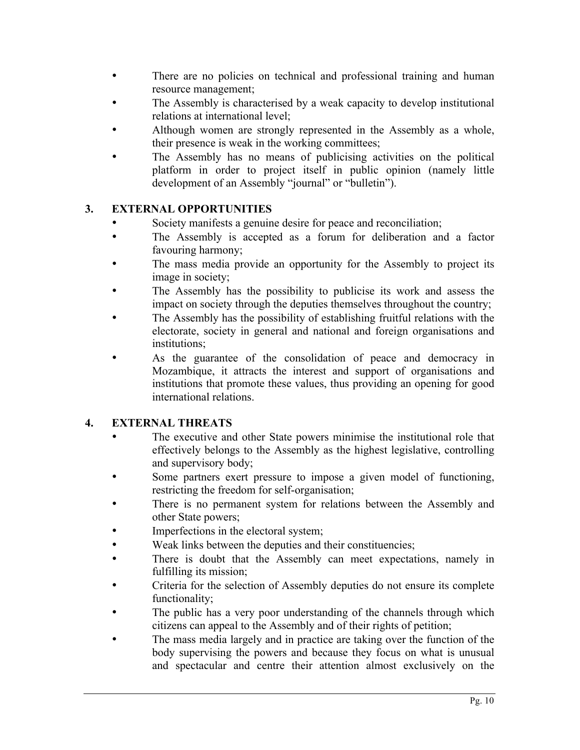- There are no policies on technical and professional training and human resource management;
- The Assembly is characterised by a weak capacity to develop institutional relations at international level;
- Although women are strongly represented in the Assembly as a whole, their presence is weak in the working committees;
- The Assembly has no means of publicising activities on the political platform in order to project itself in public opinion (namely little development of an Assembly "journal" or "bulletin").

## 3. EXTERNAL OPPORTUNITIES

- Society manifests a genuine desire for peace and reconciliation;
- The Assembly is accepted as a forum for deliberation and a factor favouring harmony;
- The mass media provide an opportunity for the Assembly to project its image in society;
- The Assembly has the possibility to publicise its work and assess the impact on society through the deputies themselves throughout the country;
- The Assembly has the possibility of establishing fruitful relations with the electorate, society in general and national and foreign organisations and institutions;
- As the guarantee of the consolidation of peace and democracy in Mozambique, it attracts the interest and support of organisations and institutions that promote these values, thus providing an opening for good international relations.

## 4. EXTERNAL THREATS

- The executive and other State powers minimise the institutional role that effectively belongs to the Assembly as the highest legislative, controlling and supervisory body;
- Some partners exert pressure to impose a given model of functioning, restricting the freedom for self-organisation;
- There is no permanent system for relations between the Assembly and other State powers;
- Imperfections in the electoral system;
- Weak links between the deputies and their constituencies;
- There is doubt that the Assembly can meet expectations, namely in fulfilling its mission;
- Criteria for the selection of Assembly deputies do not ensure its complete functionality;
- The public has a very poor understanding of the channels through which citizens can appeal to the Assembly and of their rights of petition;
- The mass media largely and in practice are taking over the function of the body supervising the powers and because they focus on what is unusual and spectacular and centre their attention almost exclusively on the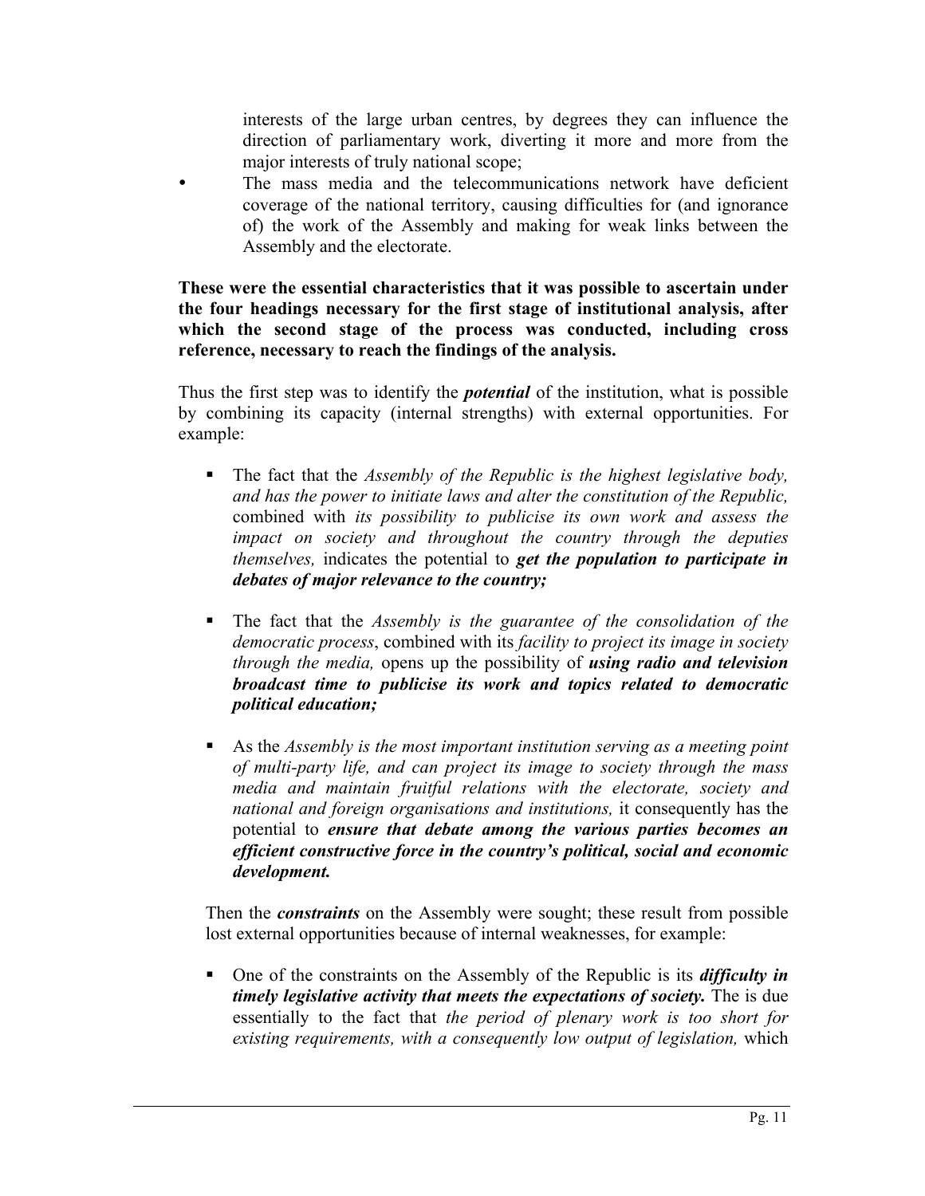interests of the large urban centres, by degrees they can influence the direction of parliamentary work, diverting it more and more from the major interests of truly national scope;

- The mass media and the telecommunications network have deficient coverage of the national territory, causing difficulties for (and ignorance of) the work of the Assembly and making for weak links between the Assembly and the electorate.

**These were the essential characteristics that it was possible to ascertain under the four headings necessary for the first stage of institutional analysis, after which the second stage of the process was conducted, including cross reference, necessary to reach the findings of the analysis.**

Thus the first step was to identify the ***potential*** of the institution, what is possible by combining its capacity (internal strengths) with external opportunities. For example:

- The fact that the *Assembly of the Republic is the highest legislative body, and has the power to initiate laws and alter the constitution of the Republic,* combined with *its possibility to publicise its own work and assess the impact on society and throughout the country through the deputies themselves,* indicates the potential to ***get the population to participate in debates of major relevance to the country;***

- The fact that the *Assembly is the guarantee of the consolidation of the democratic process*, combined with its *facility to project its image in society through the media,* opens up the possibility of ***using radio and television broadcast time to publicise its work and topics related to democratic political education;***

- As the *Assembly is the most important institution serving as a meeting point of multi-party life, and can project its image to society through the mass media and maintain fruitful relations with the electorate, society and national and foreign organisations and institutions,* it consequently has the potential to ***ensure that debate among the various parties becomes an efficient constructive force in the country's political, social and economic development.***

Then the ***constraints*** on the Assembly were sought; these result from possible lost external opportunities because of internal weaknesses, for example:

- One of the constraints on the Assembly of the Republic is its ***difficulty in timely legislative activity that meets the expectations of society.*** The is due essentially to the fact that *the period of plenary work is too short for existing requirements, with a consequently low output of legislation,* which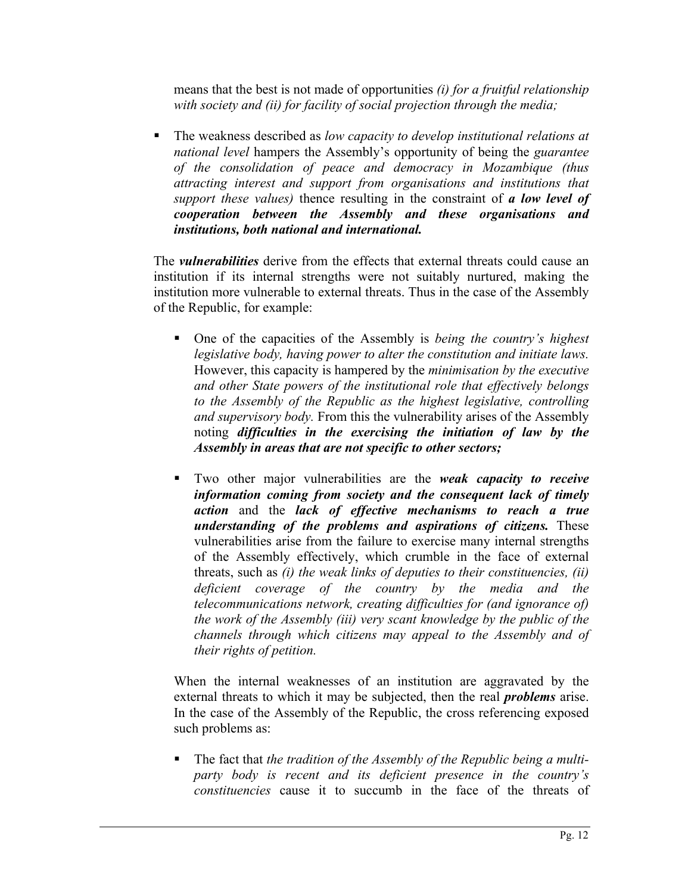means that the best is not made of opportunities *(i) for a fruitful relationship with society and (ii) for facility of social projection through the media;*

- The weakness described as *low capacity to develop institutional relations at national level* hampers the Assembly's opportunity of being the *guarantee of the consolidation of peace and democracy in Mozambique (thus attracting interest and support from organisations and institutions that support these values)* thence resulting in the constraint of ***a low level of cooperation between the Assembly and these organisations and institutions, both national and international.***

The ***vulnerabilities*** derive from the effects that external threats could cause an institution if its internal strengths were not suitably nurtured, making the institution more vulnerable to external threats. Thus in the case of the Assembly of the Republic, for example:

- One of the capacities of the Assembly is *being the country's highest legislative body, having power to alter the constitution and initiate laws.* However, this capacity is hampered by the *minimisation by the executive and other State powers of the institutional role that effectively belongs to the Assembly of the Republic as the highest legislative, controlling and supervisory body.* From this the vulnerability arises of the Assembly noting ***difficulties in the exercising the initiation of law by the Assembly in areas that are not specific to other sectors;***

- Two other major vulnerabilities are the ***weak capacity to receive information coming from society and the consequent lack of timely action*** and the ***lack of effective mechanisms to reach a true understanding of the problems and aspirations of citizens.*** These vulnerabilities arise from the failure to exercise many internal strengths of the Assembly effectively, which crumble in the face of external threats, such as *(i) the weak links of deputies to their constituencies, (ii) deficient coverage of the country by the media and the telecommunications network, creating difficulties for (and ignorance of) the work of the Assembly (iii) very scant knowledge by the public of the channels through which citizens may appeal to the Assembly and of their rights of petition.*

When the internal weaknesses of an institution are aggravated by the external threats to which it may be subjected, then the real ***problems*** arise. In the case of the Assembly of the Republic, the cross referencing exposed such problems as:

- The fact that *the tradition of the Assembly of the Republic being a multi-party body is recent and its deficient presence in the country's constituencies* cause it to succumb in the face of the threats of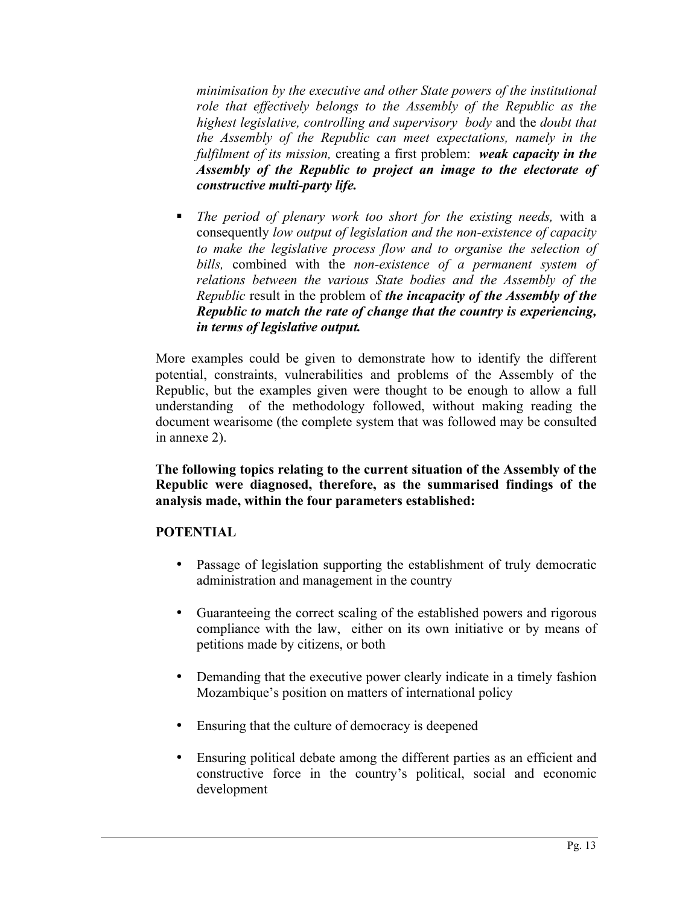*minimisation by the executive and other State powers of the institutional role that effectively belongs to the Assembly of the Republic as the highest legislative, controlling and supervisory body* and the *doubt that the Assembly of the Republic can meet expectations, namely in the fulfilment of its mission,* creating a first problem: ***weak capacity in the Assembly of the Republic to project an image to the electorate of constructive multi-party life.***

- *The period of plenary work too short for the existing needs,* with a consequently *low output of legislation and the non-existence of capacity to make the legislative process flow and to organise the selection of bills,* combined with the *non-existence of a permanent system of relations between the various State bodies and the Assembly of the Republic* result in the problem of ***the incapacity of the Assembly of the Republic to match the rate of change that the country is experiencing, in terms of legislative output.***

More examples could be given to demonstrate how to identify the different potential, constraints, vulnerabilities and problems of the Assembly of the Republic, but the examples given were thought to be enough to allow a full understanding of the methodology followed, without making reading the document wearisome (the complete system that was followed may be consulted in annexe 2).

**The following topics relating to the current situation of the Assembly of the Republic were diagnosed, therefore, as the summarised findings of the analysis made, within the four parameters established:**

**POTENTIAL**

- Passage of legislation supporting the establishment of truly democratic administration and management in the country
- Guaranteeing the correct scaling of the established powers and rigorous compliance with the law, either on its own initiative or by means of petitions made by citizens, or both
- Demanding that the executive power clearly indicate in a timely fashion Mozambique's position on matters of international policy
- Ensuring that the culture of democracy is deepened
- Ensuring political debate among the different parties as an efficient and constructive force in the country's political, social and economic development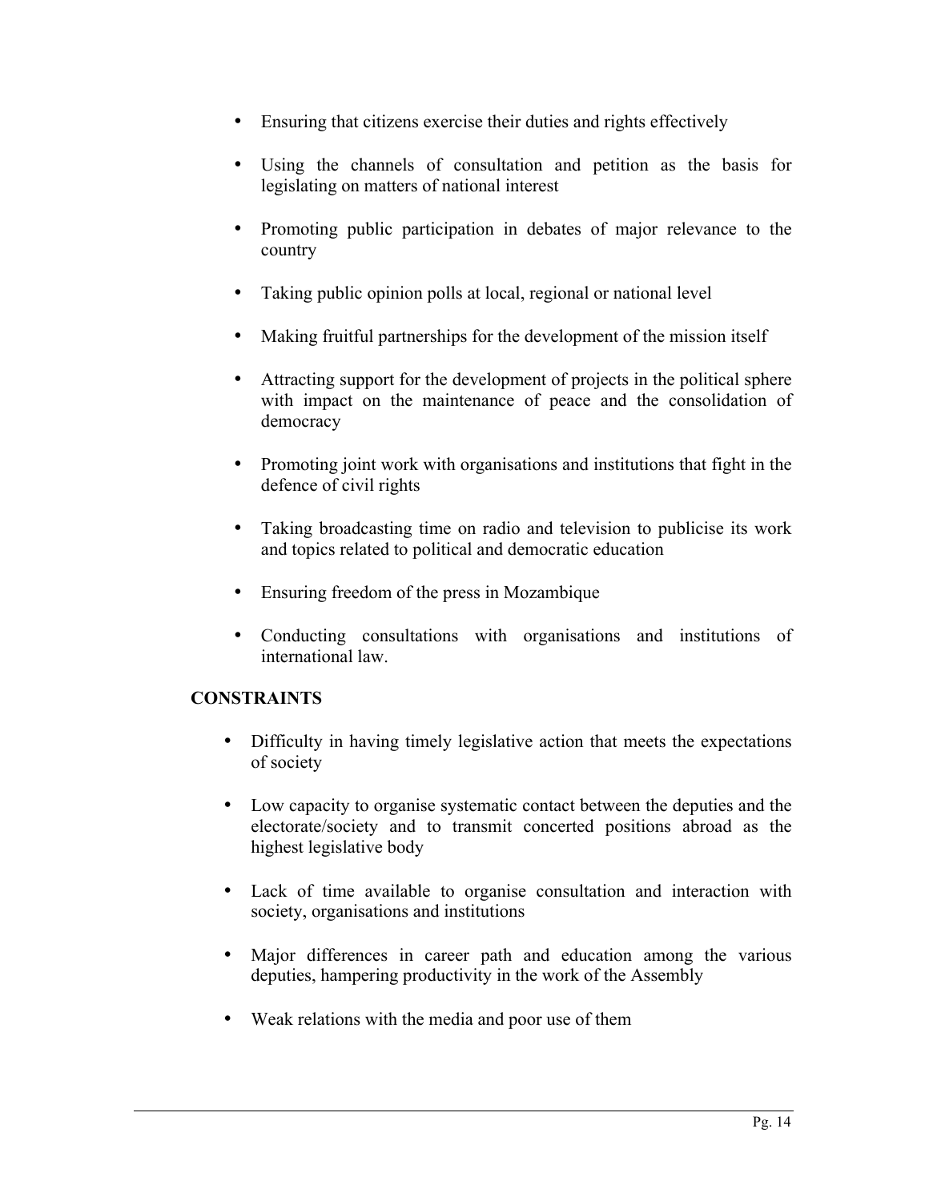- Ensuring that citizens exercise their duties and rights effectively
- Using the channels of consultation and petition as the basis for legislating on matters of national interest
- Promoting public participation in debates of major relevance to the country
- Taking public opinion polls at local, regional or national level
- Making fruitful partnerships for the development of the mission itself
- Attracting support for the development of projects in the political sphere with impact on the maintenance of peace and the consolidation of democracy
- Promoting joint work with organisations and institutions that fight in the defence of civil rights
- Taking broadcasting time on radio and television to publicise its work and topics related to political and democratic education
- Ensuring freedom of the press in Mozambique
- Conducting consultations with organisations and institutions of international law.

**CONSTRAINTS**

- Difficulty in having timely legislative action that meets the expectations of society
- Low capacity to organise systematic contact between the deputies and the electorate/society and to transmit concerted positions abroad as the highest legislative body
- Lack of time available to organise consultation and interaction with society, organisations and institutions
- Major differences in career path and education among the various deputies, hampering productivity in the work of the Assembly
- Weak relations with the media and poor use of them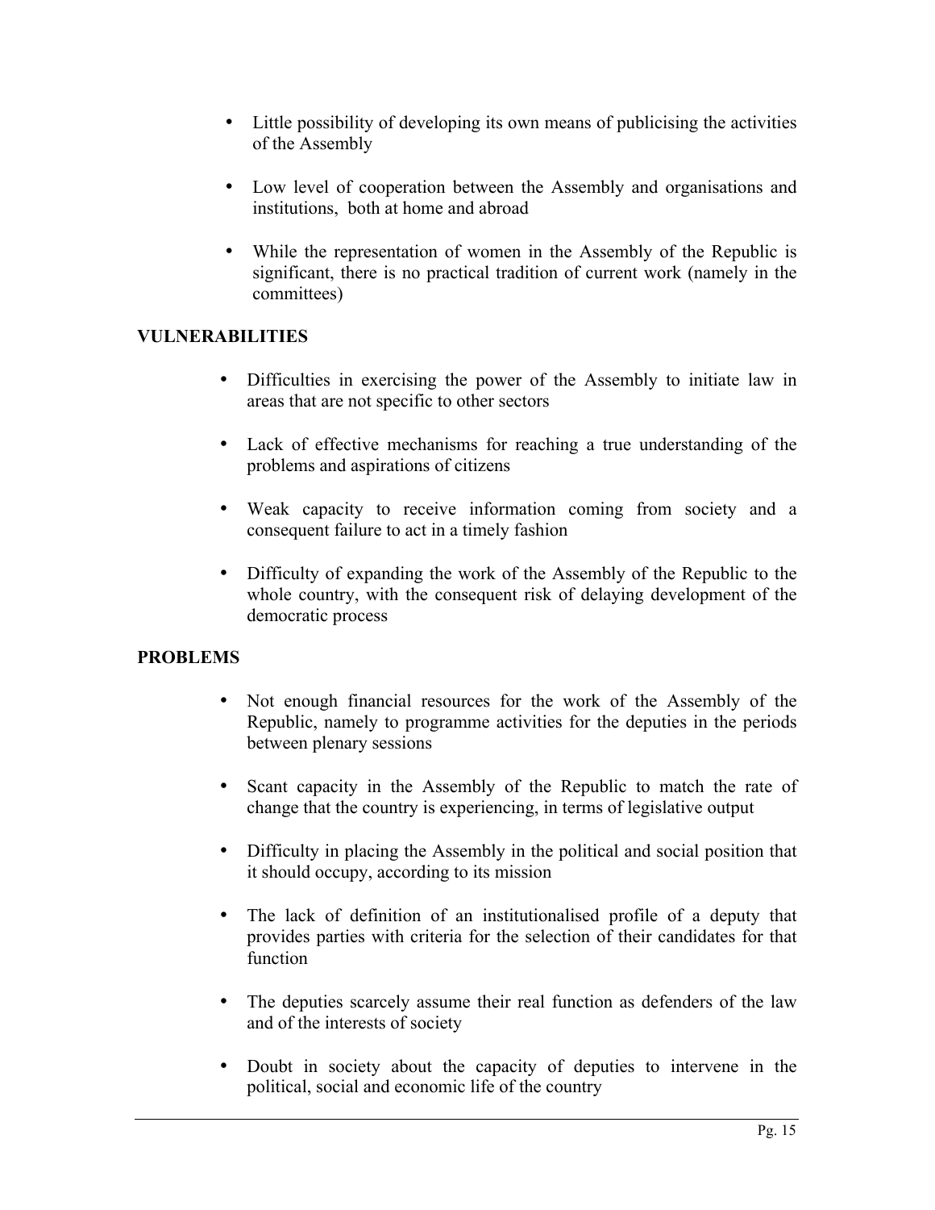- Little possibility of developing its own means of publicising the activities of the Assembly

- Low level of cooperation between the Assembly and organisations and institutions, both at home and abroad

- While the representation of women in the Assembly of the Republic is significant, there is no practical tradition of current work (namely in the committees)

**VULNERABILITIES**

- Difficulties in exercising the power of the Assembly to initiate law in areas that are not specific to other sectors

- Lack of effective mechanisms for reaching a true understanding of the problems and aspirations of citizens

- Weak capacity to receive information coming from society and a consequent failure to act in a timely fashion

- Difficulty of expanding the work of the Assembly of the Republic to the whole country, with the consequent risk of delaying development of the democratic process

**PROBLEMS**

- Not enough financial resources for the work of the Assembly of the Republic, namely to programme activities for the deputies in the periods between plenary sessions

- Scant capacity in the Assembly of the Republic to match the rate of change that the country is experiencing, in terms of legislative output

- Difficulty in placing the Assembly in the political and social position that it should occupy, according to its mission

- The lack of definition of an institutionalised profile of a deputy that provides parties with criteria for the selection of their candidates for that function

- The deputies scarcely assume their real function as defenders of the law and of the interests of society

- Doubt in society about the capacity of deputies to intervene in the political, social and economic life of the country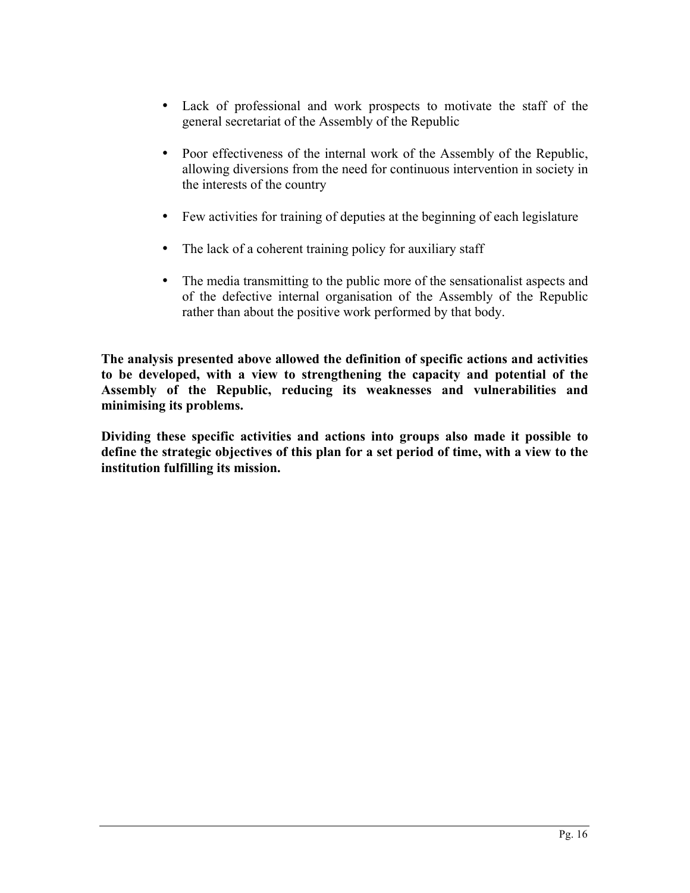- Lack of professional and work prospects to motivate the staff of the general secretariat of the Assembly of the Republic
- Poor effectiveness of the internal work of the Assembly of the Republic, allowing diversions from the need for continuous intervention in society in the interests of the country
- Few activities for training of deputies at the beginning of each legislature
- The lack of a coherent training policy for auxiliary staff
- The media transmitting to the public more of the sensationalist aspects and of the defective internal organisation of the Assembly of the Republic rather than about the positive work performed by that body.

**The analysis presented above allowed the definition of specific actions and activities to be developed, with a view to strengthening the capacity and potential of the Assembly of the Republic, reducing its weaknesses and vulnerabilities and minimising its problems.**

**Dividing these specific activities and actions into groups also made it possible to define the strategic objectives of this plan for a set period of time, with a view to the institution fulfilling its mission.**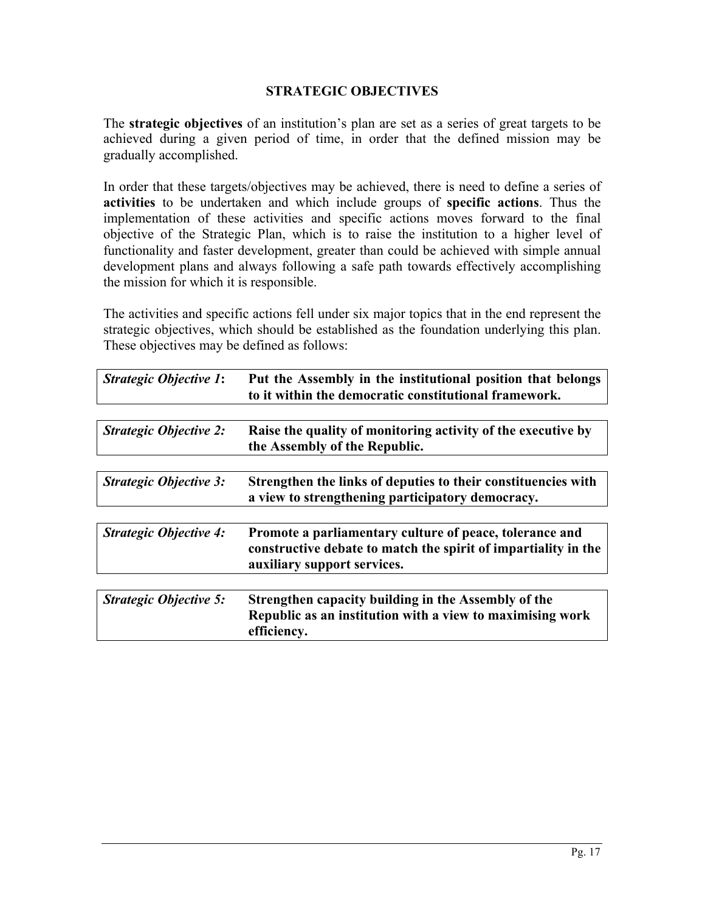## STRATEGIC OBJECTIVES

The **strategic objectives** of an institution's plan are set as a series of great targets to be achieved during a given period of time, in order that the defined mission may be gradually accomplished.

In order that these targets/objectives may be achieved, there is need to define a series of **activities** to be undertaken and which include groups of **specific actions**. Thus the implementation of these activities and specific actions moves forward to the final objective of the Strategic Plan, which is to raise the institution to a higher level of functionality and faster development, greater than could be achieved with simple annual development plans and always following a safe path towards effectively accomplishing the mission for which it is responsible.

The activities and specific actions fell under six major topics that in the end represent the strategic objectives, which should be established as the foundation underlying this plan. These objectives may be defined as follows:

| *Strategic Objective 1*: | **Put the Assembly in the institutional position that belongs to it within the democratic constitutional framework.** |
|---|---|

| *Strategic Objective 2:* | **Raise the quality of monitoring activity of the executive by the Assembly of the Republic.** |
|---|---|

| *Strategic Objective 3:* | **Strengthen the links of deputies to their constituencies with a view to strengthening participatory democracy.** |
|---|---|

| *Strategic Objective 4:* | **Promote a parliamentary culture of peace, tolerance and constructive debate to match the spirit of impartiality in the auxiliary support services.** |
|---|---|

| *Strategic Objective 5:* | **Strengthen capacity building in the Assembly of the Republic as an institution with a view to maximising work efficiency.** |
|---|---|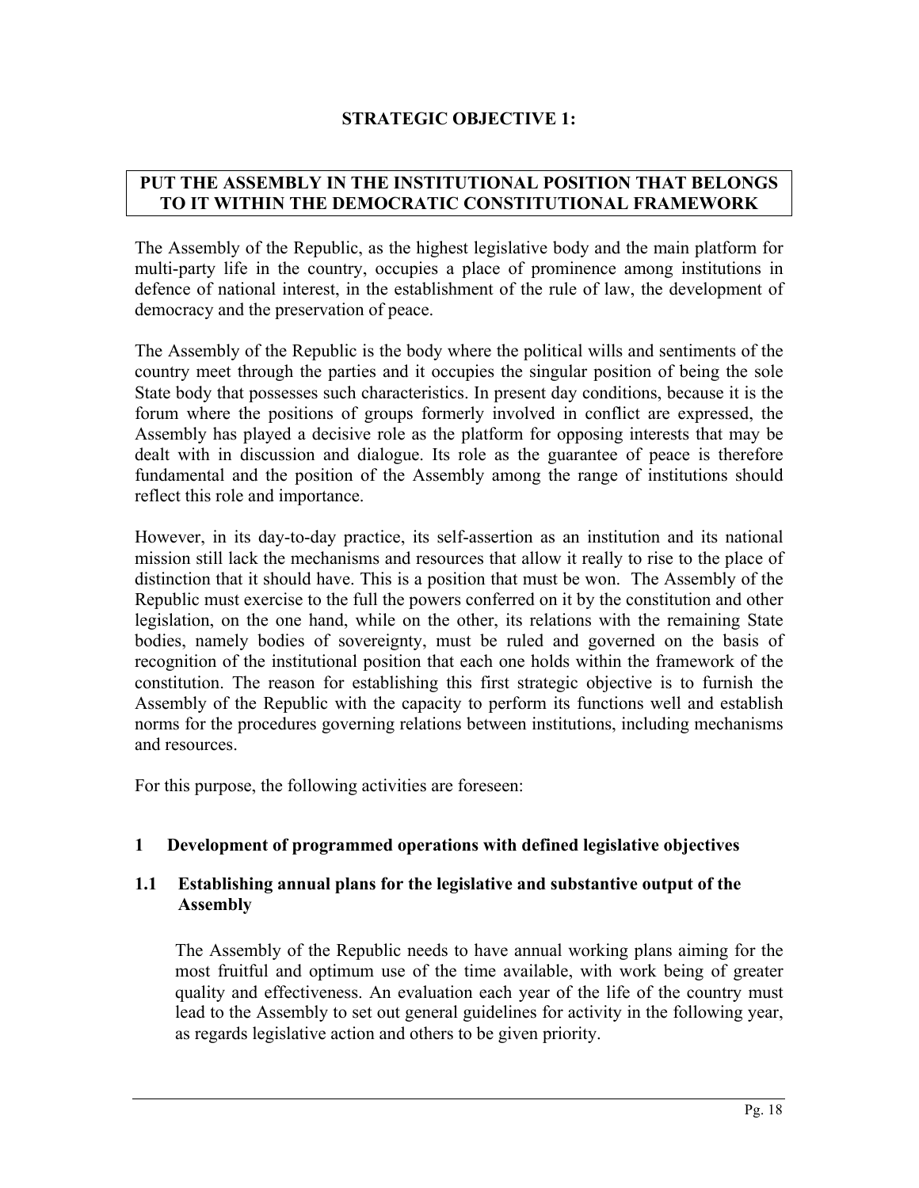## STRATEGIC OBJECTIVE 1:

**PUT THE ASSEMBLY IN THE INSTITUTIONAL POSITION THAT BELONGS TO IT WITHIN THE DEMOCRATIC CONSTITUTIONAL FRAMEWORK**

The Assembly of the Republic, as the highest legislative body and the main platform for multi-party life in the country, occupies a place of prominence among institutions in defence of national interest, in the establishment of the rule of law, the development of democracy and the preservation of peace.

The Assembly of the Republic is the body where the political wills and sentiments of the country meet through the parties and it occupies the singular position of being the sole State body that possesses such characteristics. In present day conditions, because it is the forum where the positions of groups formerly involved in conflict are expressed, the Assembly has played a decisive role as the platform for opposing interests that may be dealt with in discussion and dialogue. Its role as the guarantee of peace is therefore fundamental and the position of the Assembly among the range of institutions should reflect this role and importance.

However, in its day-to-day practice, its self-assertion as an institution and its national mission still lack the mechanisms and resources that allow it really to rise to the place of distinction that it should have. This is a position that must be won. The Assembly of the Republic must exercise to the full the powers conferred on it by the constitution and other legislation, on the one hand, while on the other, its relations with the remaining State bodies, namely bodies of sovereignty, must be ruled and governed on the basis of recognition of the institutional position that each one holds within the framework of the constitution. The reason for establishing this first strategic objective is to furnish the Assembly of the Republic with the capacity to perform its functions well and establish norms for the procedures governing relations between institutions, including mechanisms and resources.

For this purpose, the following activities are foreseen:

### 1 Development of programmed operations with defined legislative objectives

#### 1.1 Establishing annual plans for the legislative and substantive output of the Assembly

The Assembly of the Republic needs to have annual working plans aiming for the most fruitful and optimum use of the time available, with work being of greater quality and effectiveness. An evaluation each year of the life of the country must lead to the Assembly to set out general guidelines for activity in the following year, as regards legislative action and others to be given priority.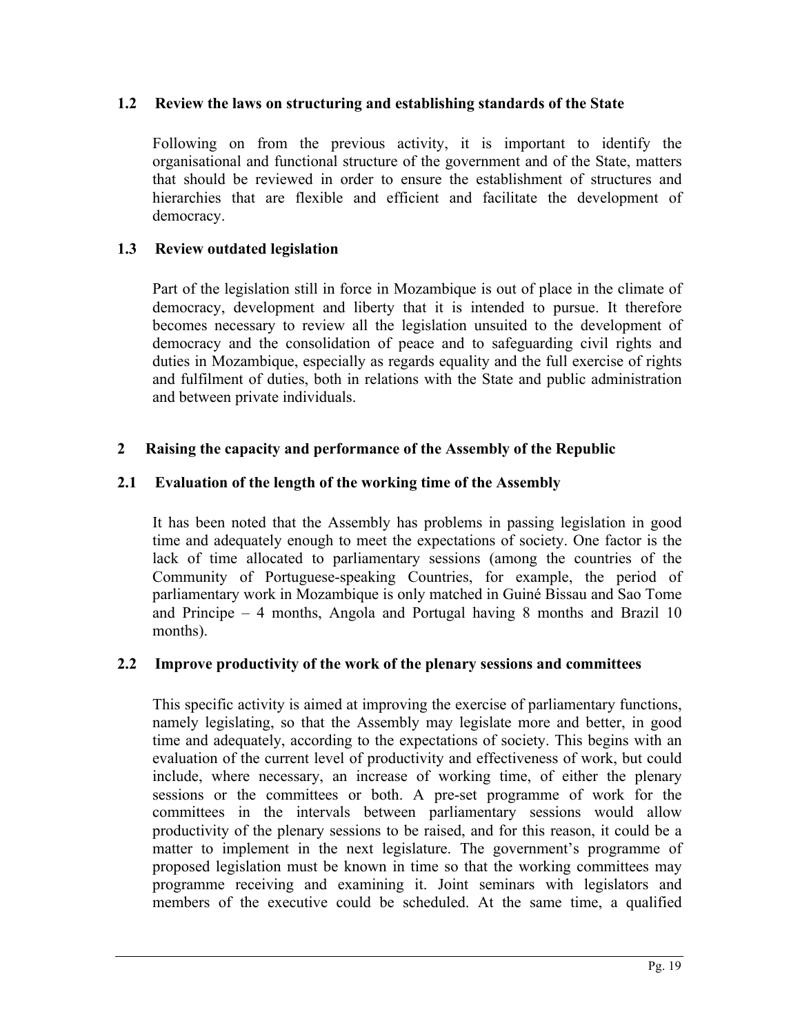### 1.2 Review the laws on structuring and establishing standards of the State

Following on from the previous activity, it is important to identify the organisational and functional structure of the government and of the State, matters that should be reviewed in order to ensure the establishment of structures and hierarchies that are flexible and efficient and facilitate the development of democracy.

### 1.3 Review outdated legislation

Part of the legislation still in force in Mozambique is out of place in the climate of democracy, development and liberty that it is intended to pursue. It therefore becomes necessary to review all the legislation unsuited to the development of democracy and the consolidation of peace and to safeguarding civil rights and duties in Mozambique, especially as regards equality and the full exercise of rights and fulfilment of duties, both in relations with the State and public administration and between private individuals.

## 2 Raising the capacity and performance of the Assembly of the Republic

### 2.1 Evaluation of the length of the working time of the Assembly

It has been noted that the Assembly has problems in passing legislation in good time and adequately enough to meet the expectations of society. One factor is the lack of time allocated to parliamentary sessions (among the countries of the Community of Portuguese-speaking Countries, for example, the period of parliamentary work in Mozambique is only matched in Guiné Bissau and Sao Tome and Principe – 4 months, Angola and Portugal having 8 months and Brazil 10 months).

### 2.2 Improve productivity of the work of the plenary sessions and committees

This specific activity is aimed at improving the exercise of parliamentary functions, namely legislating, so that the Assembly may legislate more and better, in good time and adequately, according to the expectations of society. This begins with an evaluation of the current level of productivity and effectiveness of work, but could include, where necessary, an increase of working time, of either the plenary sessions or the committees or both. A pre-set programme of work for the committees in the intervals between parliamentary sessions would allow productivity of the plenary sessions to be raised, and for this reason, it could be a matter to implement in the next legislature. The government's programme of proposed legislation must be known in time so that the working committees may programme receiving and examining it. Joint seminars with legislators and members of the executive could be scheduled. At the same time, a qualified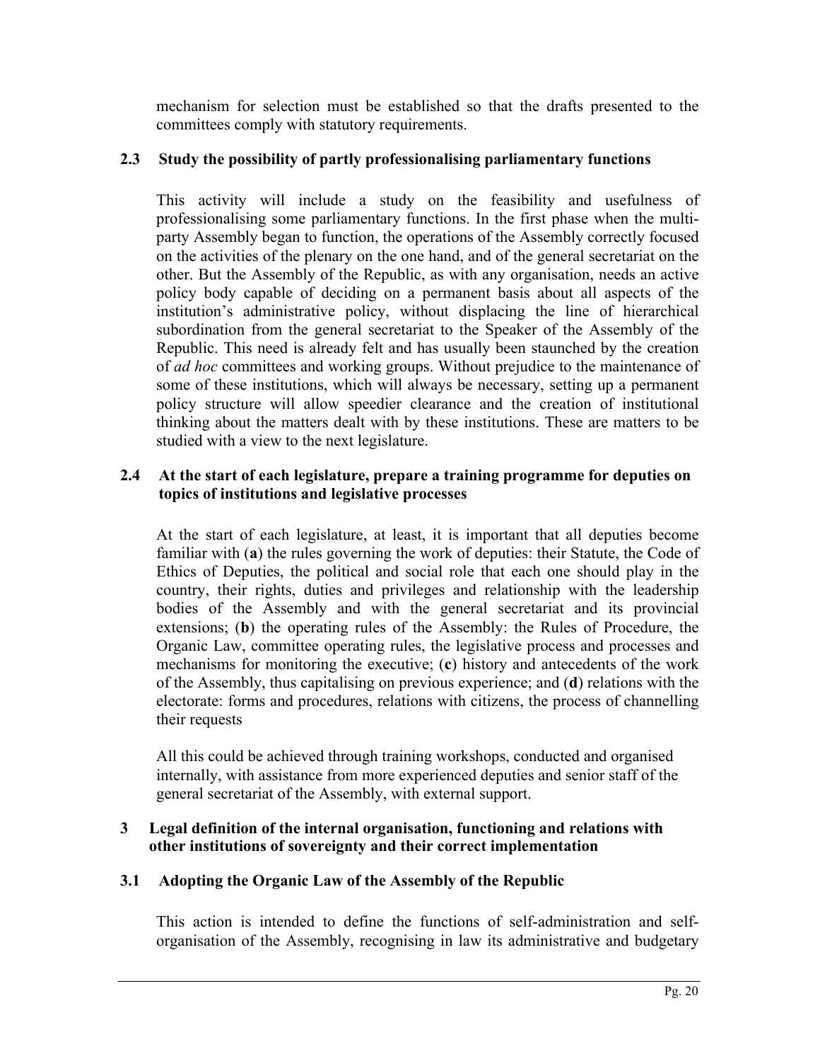mechanism for selection must be established so that the drafts presented to the committees comply with statutory requirements.

### 2.3 Study the possibility of partly professionalising parliamentary functions

This activity will include a study on the feasibility and usefulness of professionalising some parliamentary functions. In the first phase when the multi-party Assembly began to function, the operations of the Assembly correctly focused on the activities of the plenary on the one hand, and of the general secretariat on the other. But the Assembly of the Republic, as with any organisation, needs an active policy body capable of deciding on a permanent basis about all aspects of the institution's administrative policy, without displacing the line of hierarchical subordination from the general secretariat to the Speaker of the Assembly of the Republic. This need is already felt and has usually been staunched by the creation of *ad hoc* committees and working groups. Without prejudice to the maintenance of some of these institutions, which will always be necessary, setting up a permanent policy structure will allow speedier clearance and the creation of institutional thinking about the matters dealt with by these institutions. These are matters to be studied with a view to the next legislature.

### 2.4 At the start of each legislature, prepare a training programme for deputies on topics of institutions and legislative processes

At the start of each legislature, at least, it is important that all deputies become familiar with (**a**) the rules governing the work of deputies: their Statute, the Code of Ethics of Deputies, the political and social role that each one should play in the country, their rights, duties and privileges and relationship with the leadership bodies of the Assembly and with the general secretariat and its provincial extensions; (**b**) the operating rules of the Assembly: the Rules of Procedure, the Organic Law, committee operating rules, the legislative process and processes and mechanisms for monitoring the executive; (**c**) history and antecedents of the work of the Assembly, thus capitalising on previous experience; and (**d**) relations with the electorate: forms and procedures, relations with citizens, the process of channelling their requests

All this could be achieved through training workshops, conducted and organised internally, with assistance from more experienced deputies and senior staff of the general secretariat of the Assembly, with external support.

## 3 Legal definition of the internal organisation, functioning and relations with other institutions of sovereignty and their correct implementation

### 3.1 Adopting the Organic Law of the Assembly of the Republic

This action is intended to define the functions of self-administration and self-organisation of the Assembly, recognising in law its administrative and budgetary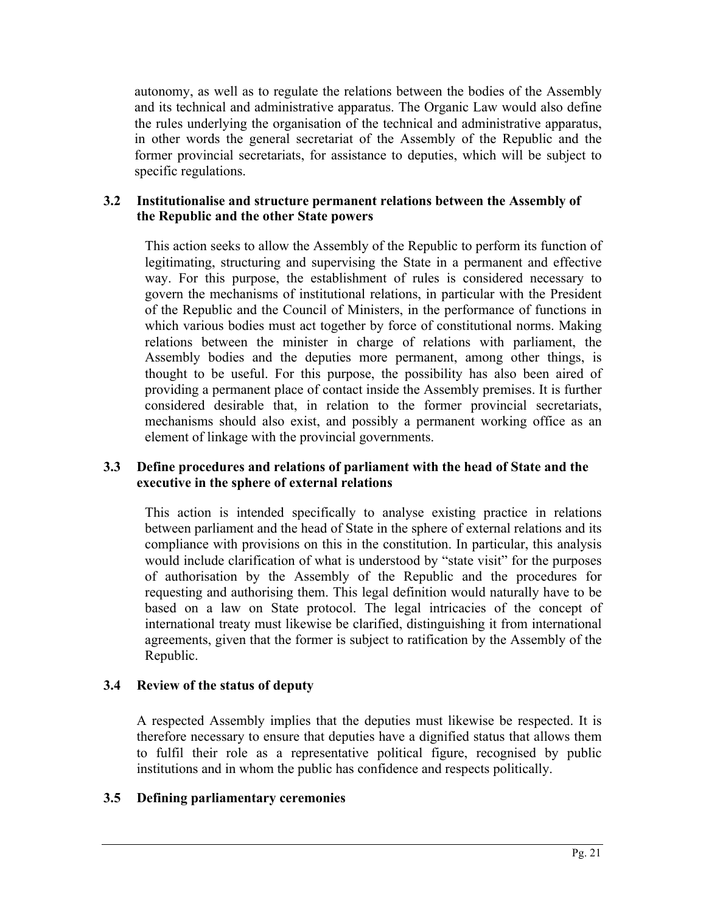autonomy, as well as to regulate the relations between the bodies of the Assembly and its technical and administrative apparatus. The Organic Law would also define the rules underlying the organisation of the technical and administrative apparatus, in other words the general secretariat of the Assembly of the Republic and the former provincial secretariats, for assistance to deputies, which will be subject to specific regulations.

### 3.2 Institutionalise and structure permanent relations between the Assembly of the Republic and the other State powers

This action seeks to allow the Assembly of the Republic to perform its function of legitimating, structuring and supervising the State in a permanent and effective way. For this purpose, the establishment of rules is considered necessary to govern the mechanisms of institutional relations, in particular with the President of the Republic and the Council of Ministers, in the performance of functions in which various bodies must act together by force of constitutional norms. Making relations between the minister in charge of relations with parliament, the Assembly bodies and the deputies more permanent, among other things, is thought to be useful. For this purpose, the possibility has also been aired of providing a permanent place of contact inside the Assembly premises. It is further considered desirable that, in relation to the former provincial secretariats, mechanisms should also exist, and possibly a permanent working office as an element of linkage with the provincial governments.

### 3.3 Define procedures and relations of parliament with the head of State and the executive in the sphere of external relations

This action is intended specifically to analyse existing practice in relations between parliament and the head of State in the sphere of external relations and its compliance with provisions on this in the constitution. In particular, this analysis would include clarification of what is understood by "state visit" for the purposes of authorisation by the Assembly of the Republic and the procedures for requesting and authorising them. This legal definition would naturally have to be based on a law on State protocol. The legal intricacies of the concept of international treaty must likewise be clarified, distinguishing it from international agreements, given that the former is subject to ratification by the Assembly of the Republic.

### 3.4 Review of the status of deputy

A respected Assembly implies that the deputies must likewise be respected. It is therefore necessary to ensure that deputies have a dignified status that allows them to fulfil their role as a representative political figure, recognised by public institutions and in whom the public has confidence and respects politically.

### 3.5 Defining parliamentary ceremonies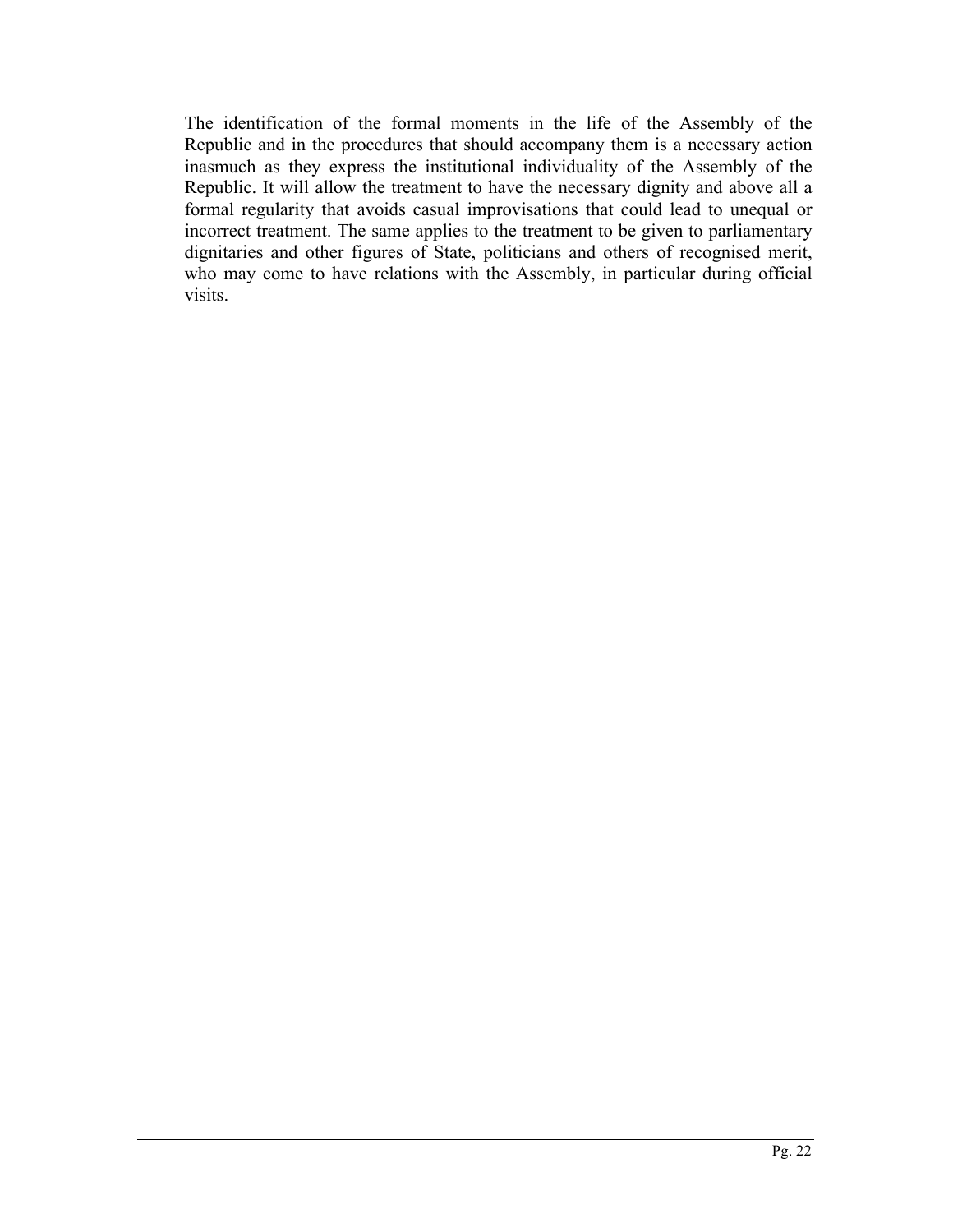The identification of the formal moments in the life of the Assembly of the Republic and in the procedures that should accompany them is a necessary action inasmuch as they express the institutional individuality of the Assembly of the Republic. It will allow the treatment to have the necessary dignity and above all a formal regularity that avoids casual improvisations that could lead to unequal or incorrect treatment. The same applies to the treatment to be given to parliamentary dignitaries and other figures of State, politicians and others of recognised merit, who may come to have relations with the Assembly, in particular during official visits.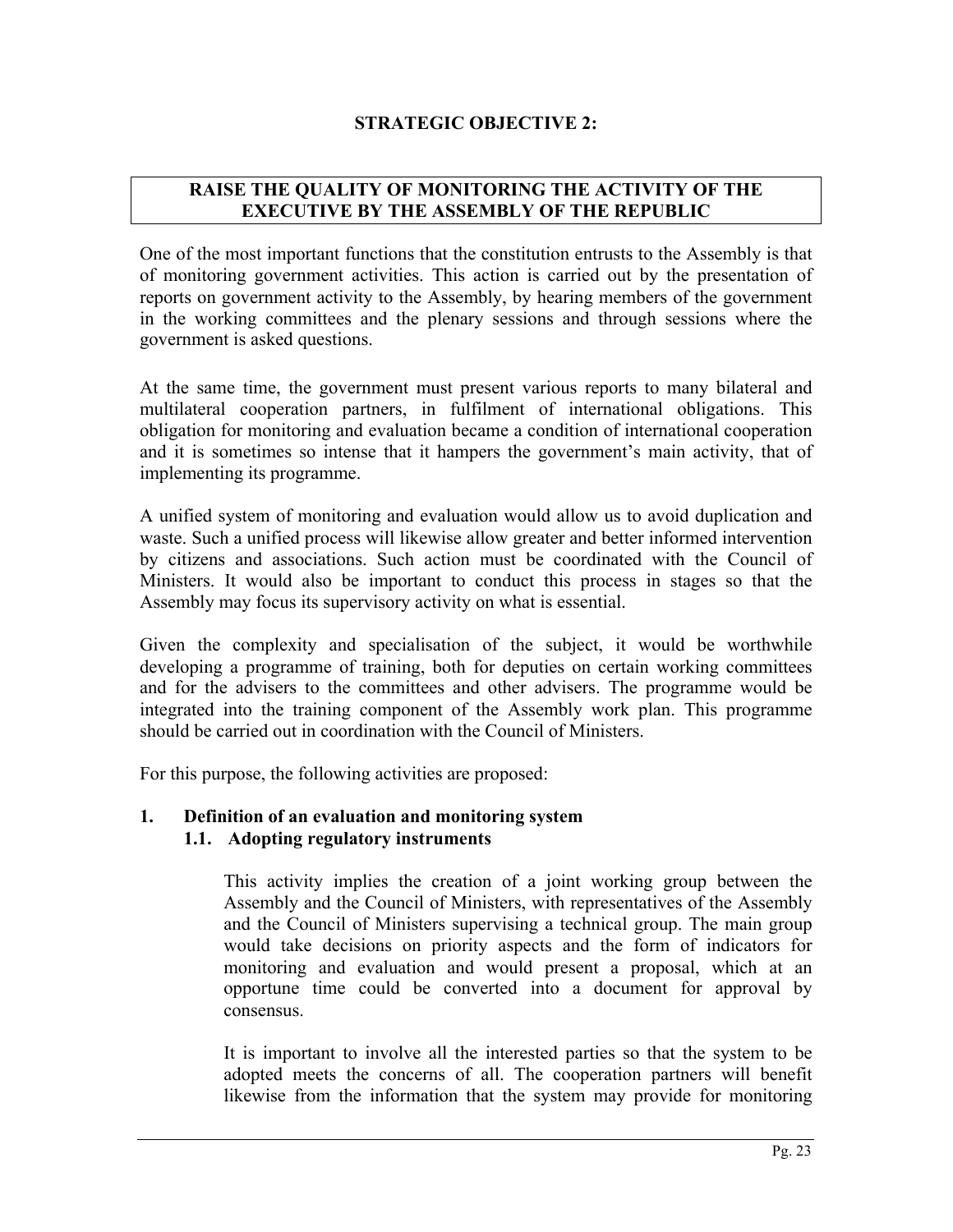## STRATEGIC OBJECTIVE 2:

### RAISE THE QUALITY OF MONITORING THE ACTIVITY OF THE EXECUTIVE BY THE ASSEMBLY OF THE REPUBLIC

One of the most important functions that the constitution entrusts to the Assembly is that of monitoring government activities. This action is carried out by the presentation of reports on government activity to the Assembly, by hearing members of the government in the working committees and the plenary sessions and through sessions where the government is asked questions.

At the same time, the government must present various reports to many bilateral and multilateral cooperation partners, in fulfilment of international obligations. This obligation for monitoring and evaluation became a condition of international cooperation and it is sometimes so intense that it hampers the government's main activity, that of implementing its programme.

A unified system of monitoring and evaluation would allow us to avoid duplication and waste. Such a unified process will likewise allow greater and better informed intervention by citizens and associations. Such action must be coordinated with the Council of Ministers. It would also be important to conduct this process in stages so that the Assembly may focus its supervisory activity on what is essential.

Given the complexity and specialisation of the subject, it would be worthwhile developing a programme of training, both for deputies on certain working committees and for the advisers to the committees and other advisers. The programme would be integrated into the training component of the Assembly work plan. This programme should be carried out in coordination with the Council of Ministers.

For this purpose, the following activities are proposed:

**1. Definition of an evaluation and monitoring system**

**1.1. Adopting regulatory instruments**

This activity implies the creation of a joint working group between the Assembly and the Council of Ministers, with representatives of the Assembly and the Council of Ministers supervising a technical group. The main group would take decisions on priority aspects and the form of indicators for monitoring and evaluation and would present a proposal, which at an opportune time could be converted into a document for approval by consensus.

It is important to involve all the interested parties so that the system to be adopted meets the concerns of all. The cooperation partners will benefit likewise from the information that the system may provide for monitoring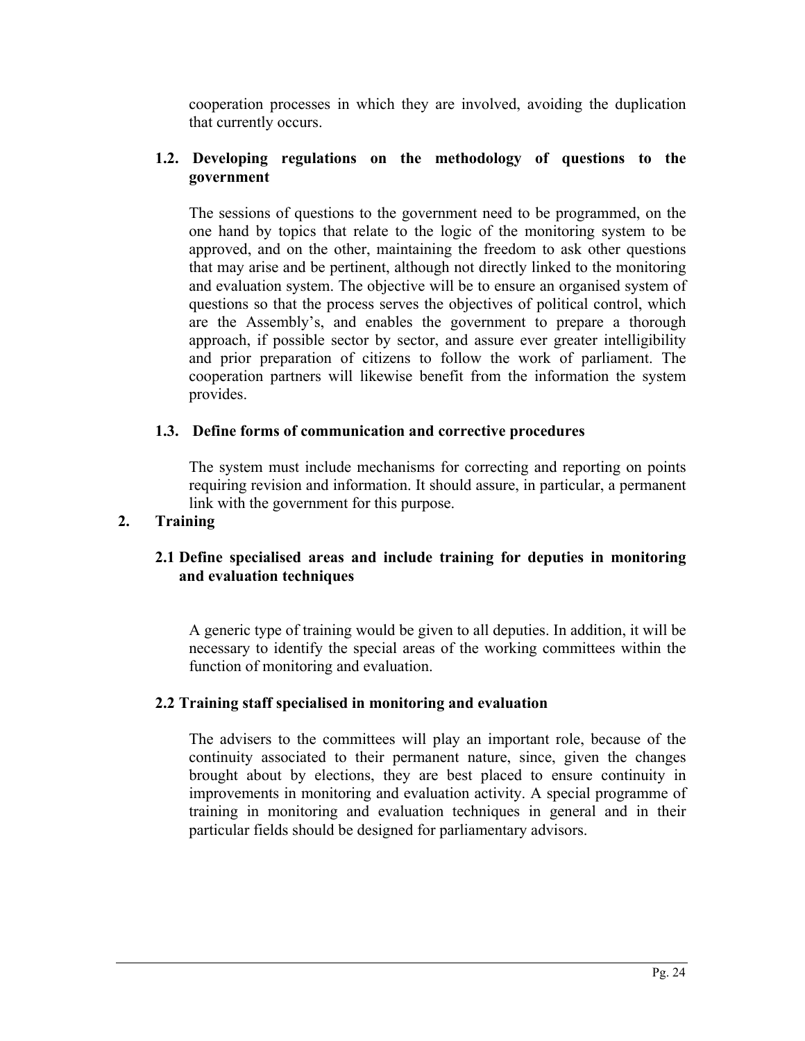cooperation processes in which they are involved, avoiding the duplication that currently occurs.

### 1.2. Developing regulations on the methodology of questions to the government

The sessions of questions to the government need to be programmed, on the one hand by topics that relate to the logic of the monitoring system to be approved, and on the other, maintaining the freedom to ask other questions that may arise and be pertinent, although not directly linked to the monitoring and evaluation system. The objective will be to ensure an organised system of questions so that the process serves the objectives of political control, which are the Assembly's, and enables the government to prepare a thorough approach, if possible sector by sector, and assure ever greater intelligibility and prior preparation of citizens to follow the work of parliament. The cooperation partners will likewise benefit from the information the system provides.

### 1.3. Define forms of communication and corrective procedures

The system must include mechanisms for correcting and reporting on points requiring revision and information. It should assure, in particular, a permanent link with the government for this purpose.

## 2. Training

### 2.1 Define specialised areas and include training for deputies in monitoring and evaluation techniques

A generic type of training would be given to all deputies. In addition, it will be necessary to identify the special areas of the working committees within the function of monitoring and evaluation.

### 2.2 Training staff specialised in monitoring and evaluation

The advisers to the committees will play an important role, because of the continuity associated to their permanent nature, since, given the changes brought about by elections, they are best placed to ensure continuity in improvements in monitoring and evaluation activity. A special programme of training in monitoring and evaluation techniques in general and in their particular fields should be designed for parliamentary advisors.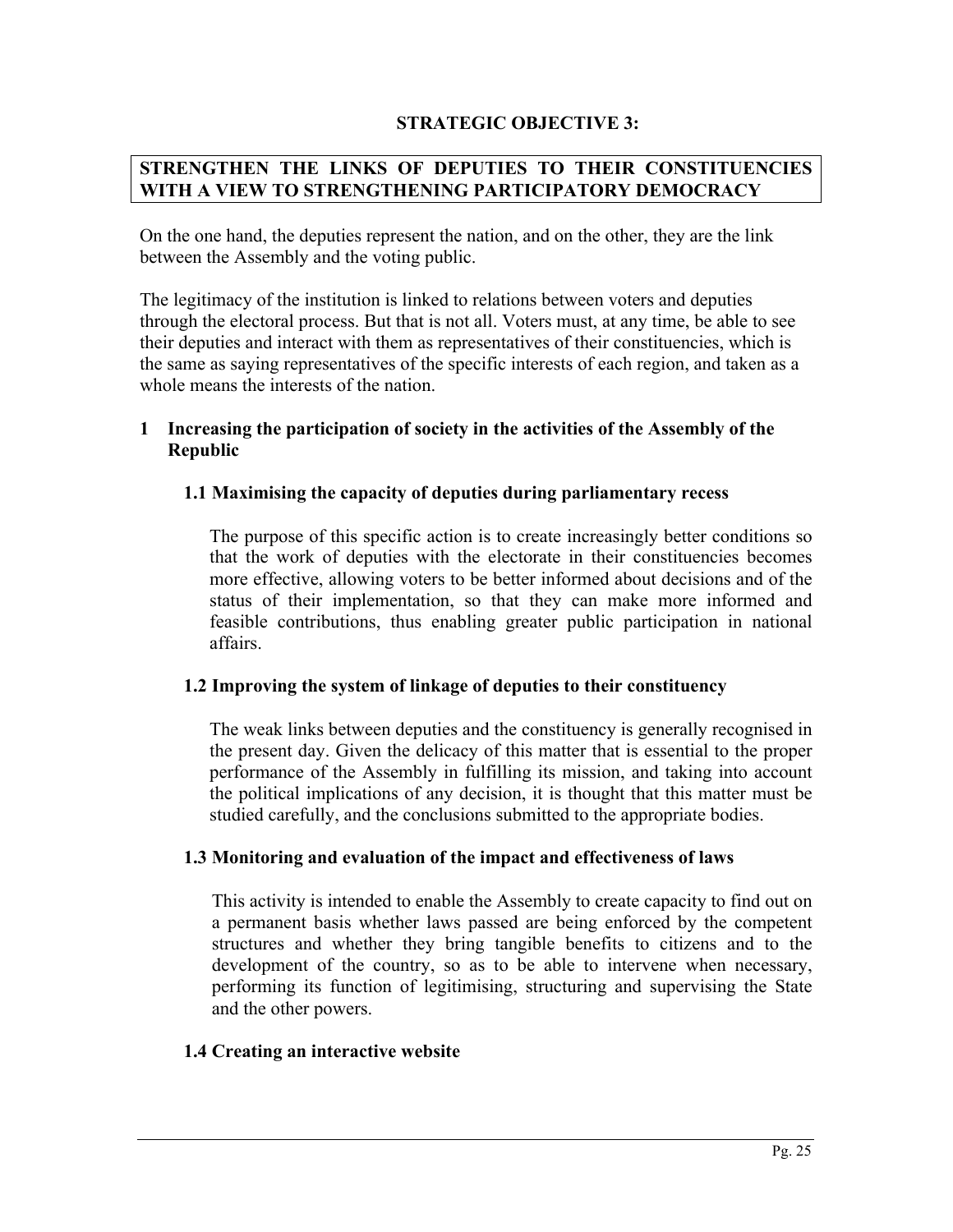## STRATEGIC OBJECTIVE 3:

**STRENGTHEN THE LINKS OF DEPUTIES TO THEIR CONSTITUENCIES WITH A VIEW TO STRENGTHENING PARTICIPATORY DEMOCRACY**

On the one hand, the deputies represent the nation, and on the other, they are the link between the Assembly and the voting public.

The legitimacy of the institution is linked to relations between voters and deputies through the electoral process. But that is not all. Voters must, at any time, be able to see their deputies and interact with them as representatives of their constituencies, which is the same as saying representatives of the specific interests of each region, and taken as a whole means the interests of the nation.

### 1 Increasing the participation of society in the activities of the Assembly of the Republic

#### 1.1 Maximising the capacity of deputies during parliamentary recess

The purpose of this specific action is to create increasingly better conditions so that the work of deputies with the electorate in their constituencies becomes more effective, allowing voters to be better informed about decisions and of the status of their implementation, so that they can make more informed and feasible contributions, thus enabling greater public participation in national affairs.

#### 1.2 Improving the system of linkage of deputies to their constituency

The weak links between deputies and the constituency is generally recognised in the present day. Given the delicacy of this matter that is essential to the proper performance of the Assembly in fulfilling its mission, and taking into account the political implications of any decision, it is thought that this matter must be studied carefully, and the conclusions submitted to the appropriate bodies.

#### 1.3 Monitoring and evaluation of the impact and effectiveness of laws

This activity is intended to enable the Assembly to create capacity to find out on a permanent basis whether laws passed are being enforced by the competent structures and whether they bring tangible benefits to citizens and to the development of the country, so as to be able to intervene when necessary, performing its function of legitimising, structuring and supervising the State and the other powers.

#### 1.4 Creating an interactive website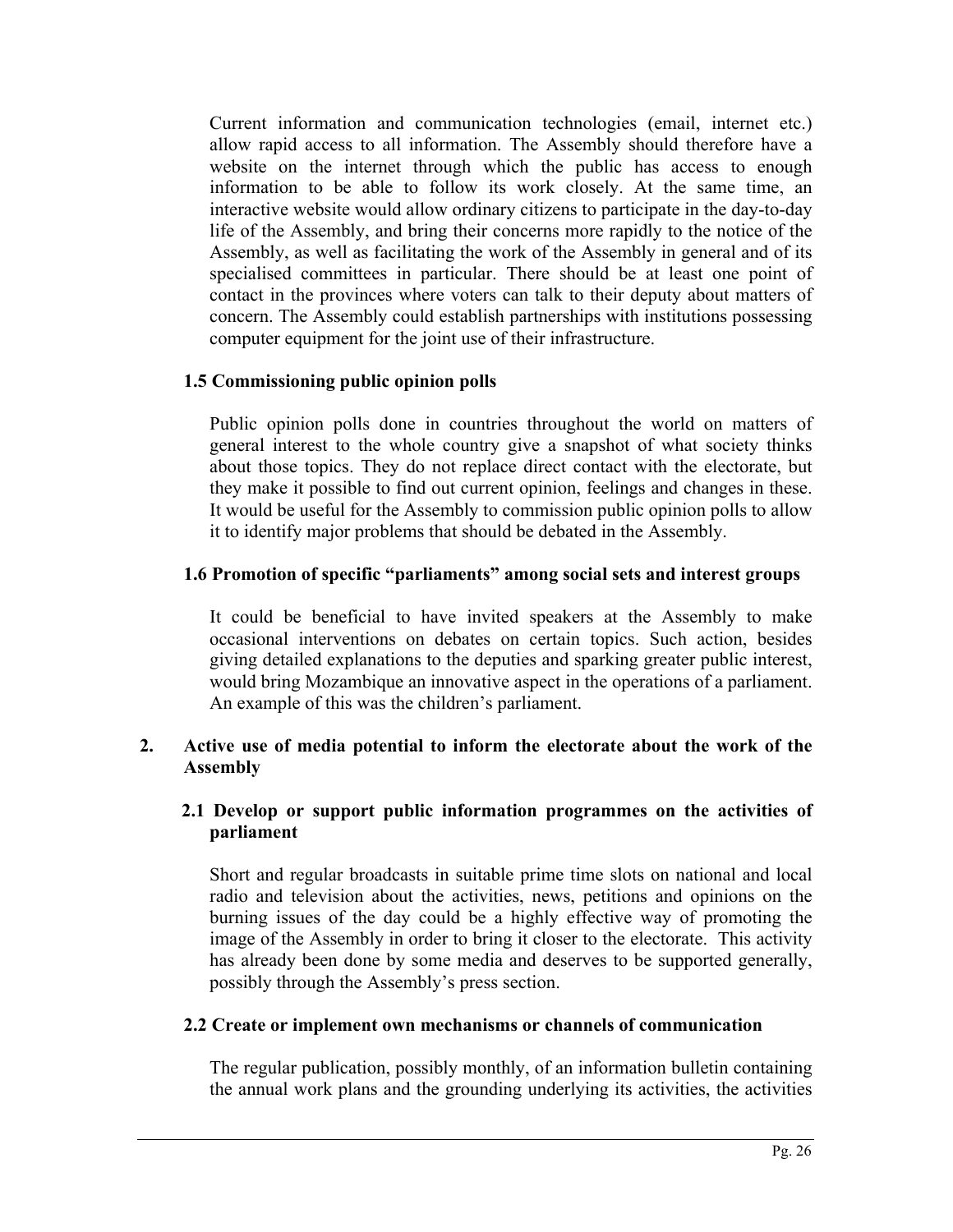Current information and communication technologies (email, internet etc.) allow rapid access to all information. The Assembly should therefore have a website on the internet through which the public has access to enough information to be able to follow its work closely. At the same time, an interactive website would allow ordinary citizens to participate in the day-to-day life of the Assembly, and bring their concerns more rapidly to the notice of the Assembly, as well as facilitating the work of the Assembly in general and of its specialised committees in particular. There should be at least one point of contact in the provinces where voters can talk to their deputy about matters of concern. The Assembly could establish partnerships with institutions possessing computer equipment for the joint use of their infrastructure.

### 1.5 Commissioning public opinion polls

Public opinion polls done in countries throughout the world on matters of general interest to the whole country give a snapshot of what society thinks about those topics. They do not replace direct contact with the electorate, but they make it possible to find out current opinion, feelings and changes in these. It would be useful for the Assembly to commission public opinion polls to allow it to identify major problems that should be debated in the Assembly.

### 1.6 Promotion of specific "parliaments" among social sets and interest groups

It could be beneficial to have invited speakers at the Assembly to make occasional interventions on debates on certain topics. Such action, besides giving detailed explanations to the deputies and sparking greater public interest, would bring Mozambique an innovative aspect in the operations of a parliament. An example of this was the children's parliament.

## 2. Active use of media potential to inform the electorate about the work of the Assembly

### 2.1 Develop or support public information programmes on the activities of parliament

Short and regular broadcasts in suitable prime time slots on national and local radio and television about the activities, news, petitions and opinions on the burning issues of the day could be a highly effective way of promoting the image of the Assembly in order to bring it closer to the electorate. This activity has already been done by some media and deserves to be supported generally, possibly through the Assembly's press section.

### 2.2 Create or implement own mechanisms or channels of communication

The regular publication, possibly monthly, of an information bulletin containing the annual work plans and the grounding underlying its activities, the activities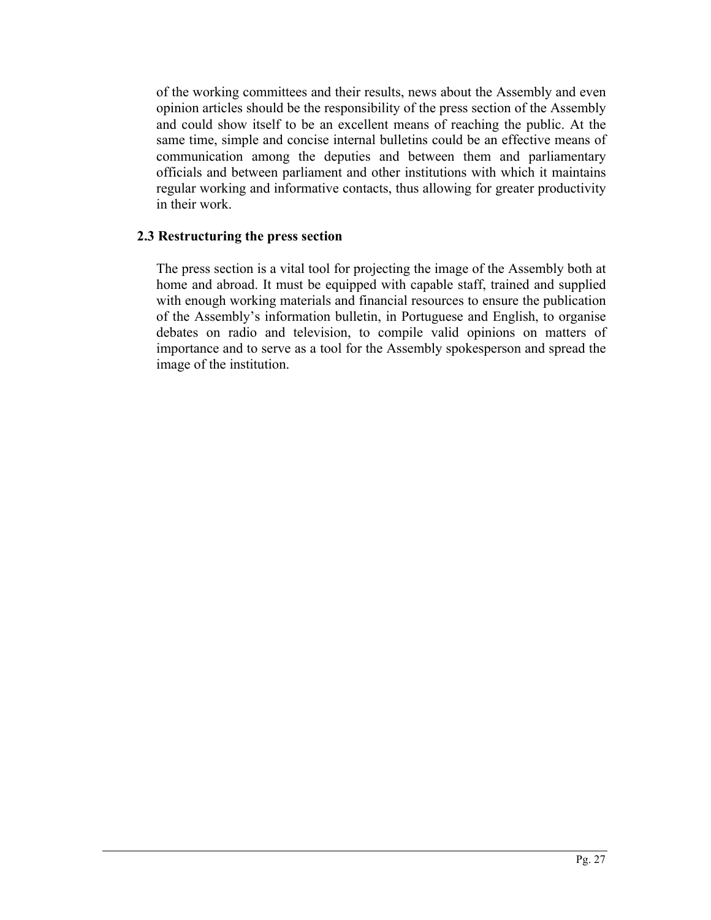of the working committees and their results, news about the Assembly and even opinion articles should be the responsibility of the press section of the Assembly and could show itself to be an excellent means of reaching the public. At the same time, simple and concise internal bulletins could be an effective means of communication among the deputies and between them and parliamentary officials and between parliament and other institutions with which it maintains regular working and informative contacts, thus allowing for greater productivity in their work.

### 2.3 Restructuring the press section

The press section is a vital tool for projecting the image of the Assembly both at home and abroad. It must be equipped with capable staff, trained and supplied with enough working materials and financial resources to ensure the publication of the Assembly's information bulletin, in Portuguese and English, to organise debates on radio and television, to compile valid opinions on matters of importance and to serve as a tool for the Assembly spokesperson and spread the image of the institution.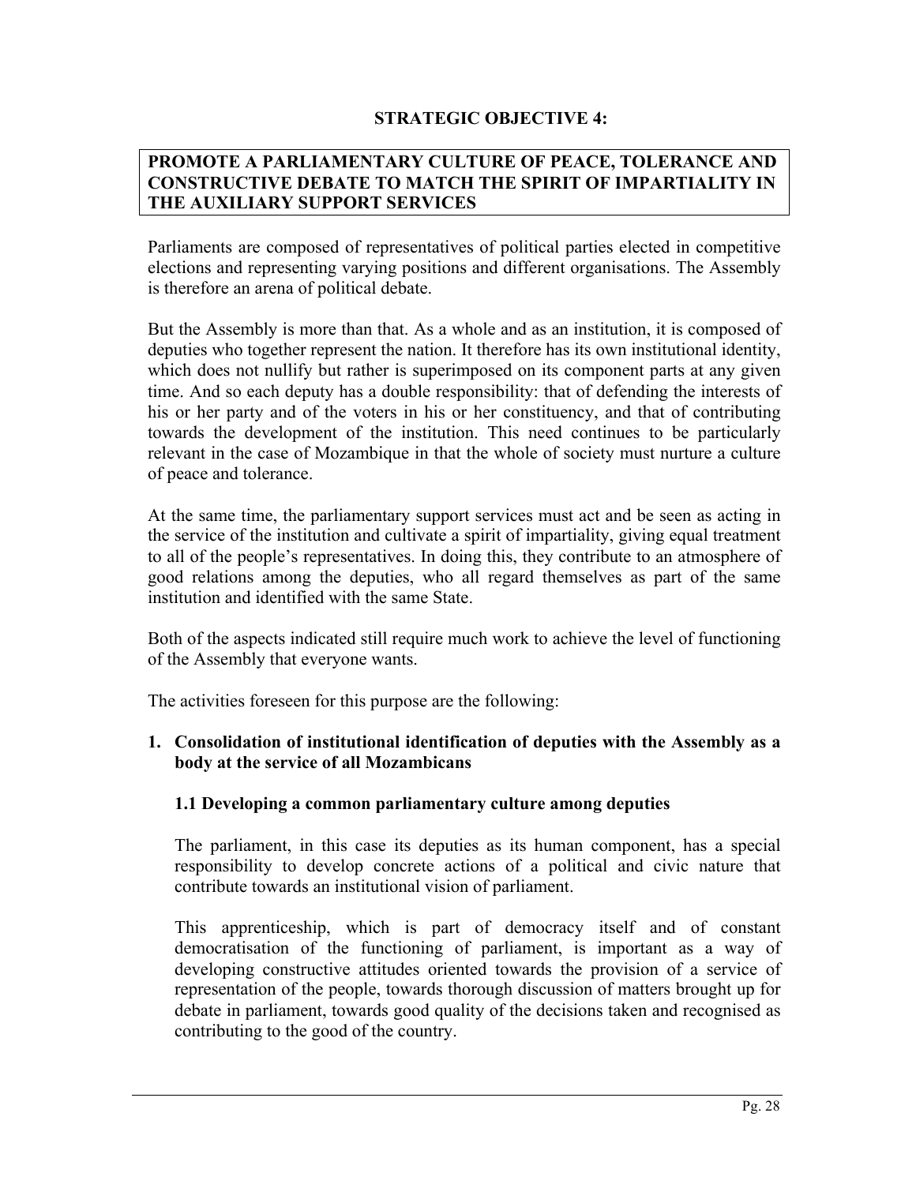## STRATEGIC OBJECTIVE 4:

**PROMOTE A PARLIAMENTARY CULTURE OF PEACE, TOLERANCE AND CONSTRUCTIVE DEBATE TO MATCH THE SPIRIT OF IMPARTIALITY IN THE AUXILIARY SUPPORT SERVICES**

Parliaments are composed of representatives of political parties elected in competitive elections and representing varying positions and different organisations. The Assembly is therefore an arena of political debate.

But the Assembly is more than that. As a whole and as an institution, it is composed of deputies who together represent the nation. It therefore has its own institutional identity, which does not nullify but rather is superimposed on its component parts at any given time. And so each deputy has a double responsibility: that of defending the interests of his or her party and of the voters in his or her constituency, and that of contributing towards the development of the institution. This need continues to be particularly relevant in the case of Mozambique in that the whole of society must nurture a culture of peace and tolerance.

At the same time, the parliamentary support services must act and be seen as acting in the service of the institution and cultivate a spirit of impartiality, giving equal treatment to all of the people's representatives. In doing this, they contribute to an atmosphere of good relations among the deputies, who all regard themselves as part of the same institution and identified with the same State.

Both of the aspects indicated still require much work to achieve the level of functioning of the Assembly that everyone wants.

The activities foreseen for this purpose are the following:

1. **Consolidation of institutional identification of deputies with the Assembly as a body at the service of all Mozambicans**

   **1.1 Developing a common parliamentary culture among deputies**

   The parliament, in this case its deputies as its human component, has a special responsibility to develop concrete actions of a political and civic nature that contribute towards an institutional vision of parliament.

   This apprenticeship, which is part of democracy itself and of constant democratisation of the functioning of parliament, is important as a way of developing constructive attitudes oriented towards the provision of a service of representation of the people, towards thorough discussion of matters brought up for debate in parliament, towards good quality of the decisions taken and recognised as contributing to the good of the country.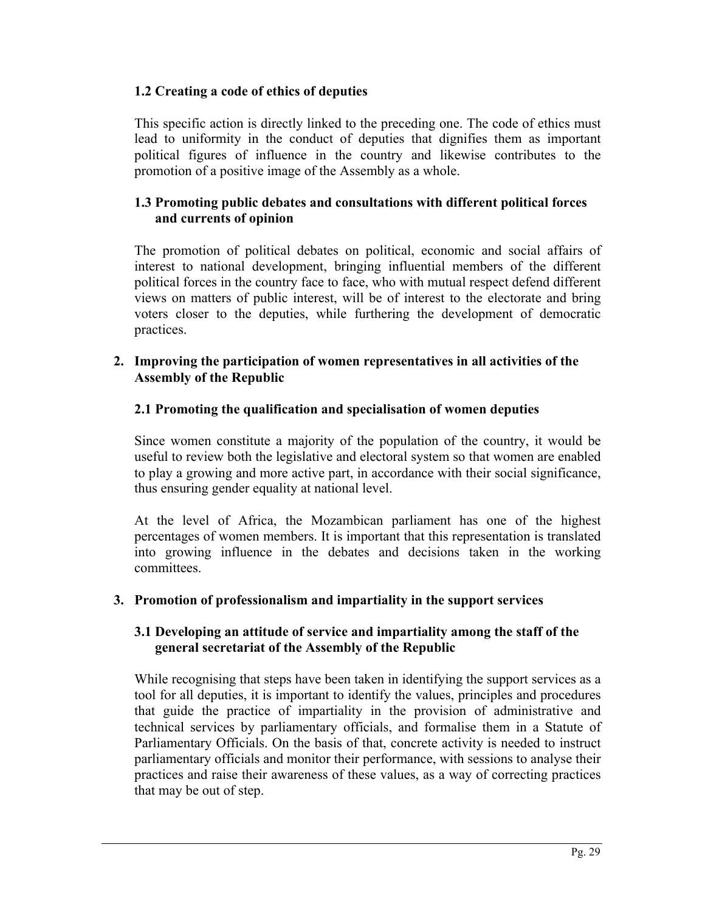### 1.2 Creating a code of ethics of deputies

This specific action is directly linked to the preceding one. The code of ethics must lead to uniformity in the conduct of deputies that dignifies them as important political figures of influence in the country and likewise contributes to the promotion of a positive image of the Assembly as a whole.

### 1.3 Promoting public debates and consultations with different political forces and currents of opinion

The promotion of political debates on political, economic and social affairs of interest to national development, bringing influential members of the different political forces in the country face to face, who with mutual respect defend different views on matters of public interest, will be of interest to the electorate and bring voters closer to the deputies, while furthering the development of democratic practices.

## 2. Improving the participation of women representatives in all activities of the Assembly of the Republic

### 2.1 Promoting the qualification and specialisation of women deputies

Since women constitute a majority of the population of the country, it would be useful to review both the legislative and electoral system so that women are enabled to play a growing and more active part, in accordance with their social significance, thus ensuring gender equality at national level.

At the level of Africa, the Mozambican parliament has one of the highest percentages of women members. It is important that this representation is translated into growing influence in the debates and decisions taken in the working committees.

## 3. Promotion of professionalism and impartiality in the support services

### 3.1 Developing an attitude of service and impartiality among the staff of the general secretariat of the Assembly of the Republic

While recognising that steps have been taken in identifying the support services as a tool for all deputies, it is important to identify the values, principles and procedures that guide the practice of impartiality in the provision of administrative and technical services by parliamentary officials, and formalise them in a Statute of Parliamentary Officials. On the basis of that, concrete activity is needed to instruct parliamentary officials and monitor their performance, with sessions to analyse their practices and raise their awareness of these values, as a way of correcting practices that may be out of step.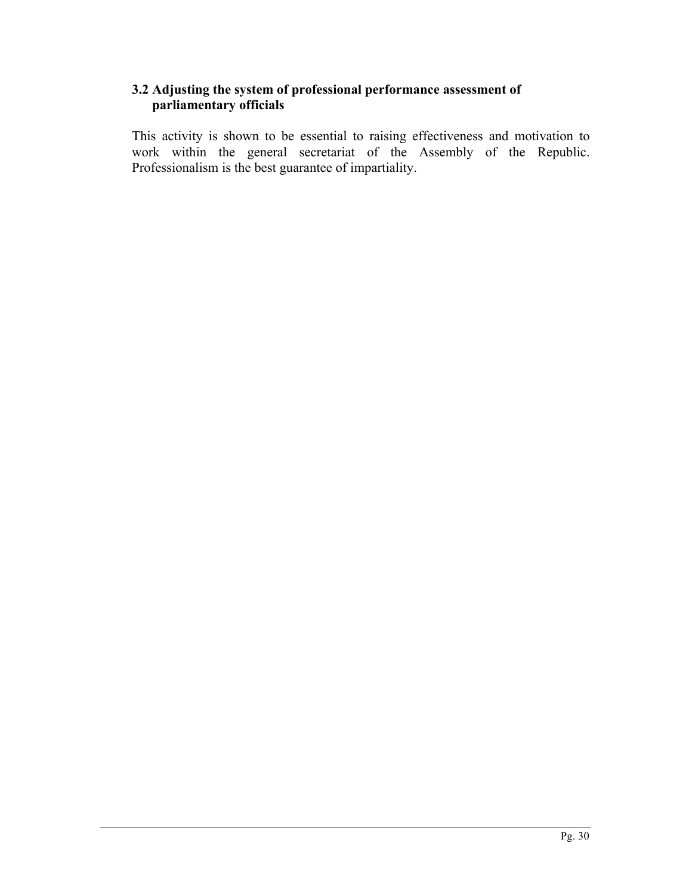### 3.2 Adjusting the system of professional performance assessment of parliamentary officials

This activity is shown to be essential to raising effectiveness and motivation to work within the general secretariat of the Assembly of the Republic. Professionalism is the best guarantee of impartiality.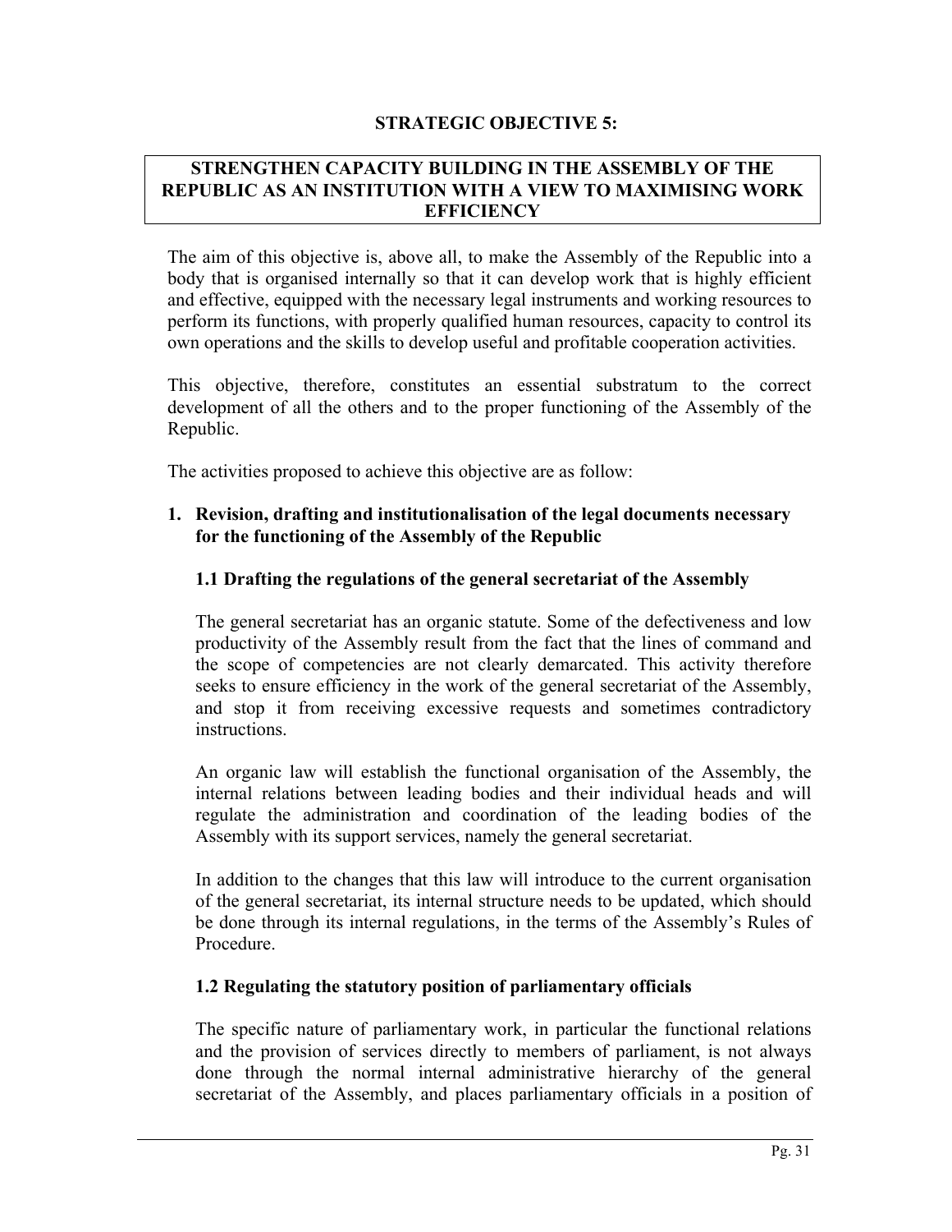## STRATEGIC OBJECTIVE 5:

### STRENGTHEN CAPACITY BUILDING IN THE ASSEMBLY OF THE REPUBLIC AS AN INSTITUTION WITH A VIEW TO MAXIMISING WORK EFFICIENCY

The aim of this objective is, above all, to make the Assembly of the Republic into a body that is organised internally so that it can develop work that is highly efficient and effective, equipped with the necessary legal instruments and working resources to perform its functions, with properly qualified human resources, capacity to control its own operations and the skills to develop useful and profitable cooperation activities.

This objective, therefore, constitutes an essential substratum to the correct development of all the others and to the proper functioning of the Assembly of the Republic.

The activities proposed to achieve this objective are as follow:

**1. Revision, drafting and institutionalisation of the legal documents necessary for the functioning of the Assembly of the Republic**

**1.1 Drafting the regulations of the general secretariat of the Assembly**

The general secretariat has an organic statute. Some of the defectiveness and low productivity of the Assembly result from the fact that the lines of command and the scope of competencies are not clearly demarcated. This activity therefore seeks to ensure efficiency in the work of the general secretariat of the Assembly, and stop it from receiving excessive requests and sometimes contradictory instructions.

An organic law will establish the functional organisation of the Assembly, the internal relations between leading bodies and their individual heads and will regulate the administration and coordination of the leading bodies of the Assembly with its support services, namely the general secretariat.

In addition to the changes that this law will introduce to the current organisation of the general secretariat, its internal structure needs to be updated, which should be done through its internal regulations, in the terms of the Assembly's Rules of Procedure.

**1.2 Regulating the statutory position of parliamentary officials**

The specific nature of parliamentary work, in particular the functional relations and the provision of services directly to members of parliament, is not always done through the normal internal administrative hierarchy of the general secretariat of the Assembly, and places parliamentary officials in a position of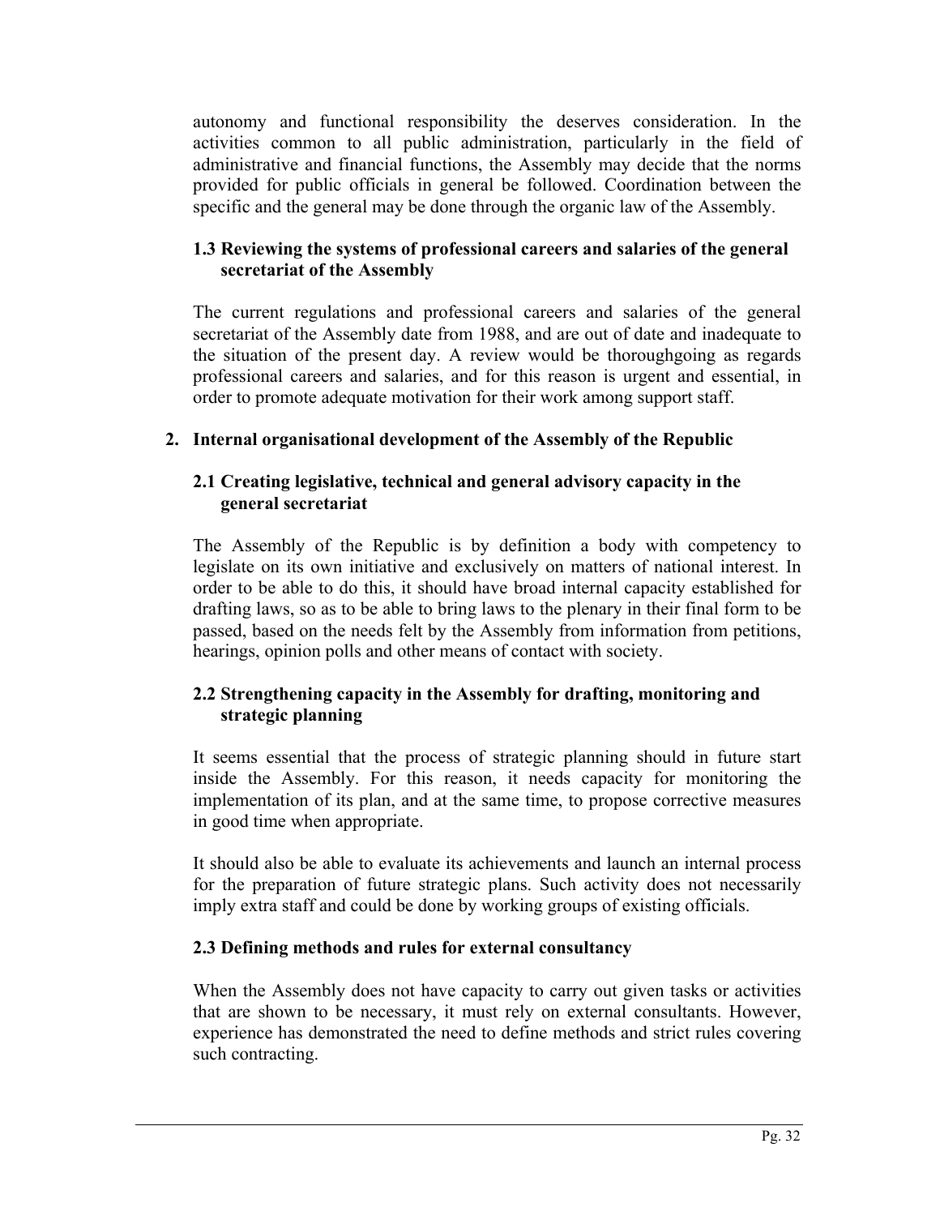autonomy and functional responsibility the deserves consideration. In the activities common to all public administration, particularly in the field of administrative and financial functions, the Assembly may decide that the norms provided for public officials in general be followed. Coordination between the specific and the general may be done through the organic law of the Assembly.

### 1.3 Reviewing the systems of professional careers and salaries of the general secretariat of the Assembly

The current regulations and professional careers and salaries of the general secretariat of the Assembly date from 1988, and are out of date and inadequate to the situation of the present day. A review would be thoroughgoing as regards professional careers and salaries, and for this reason is urgent and essential, in order to promote adequate motivation for their work among support staff.

## 2. Internal organisational development of the Assembly of the Republic

### 2.1 Creating legislative, technical and general advisory capacity in the general secretariat

The Assembly of the Republic is by definition a body with competency to legislate on its own initiative and exclusively on matters of national interest. In order to be able to do this, it should have broad internal capacity established for drafting laws, so as to be able to bring laws to the plenary in their final form to be passed, based on the needs felt by the Assembly from information from petitions, hearings, opinion polls and other means of contact with society.

### 2.2 Strengthening capacity in the Assembly for drafting, monitoring and strategic planning

It seems essential that the process of strategic planning should in future start inside the Assembly. For this reason, it needs capacity for monitoring the implementation of its plan, and at the same time, to propose corrective measures in good time when appropriate.

It should also be able to evaluate its achievements and launch an internal process for the preparation of future strategic plans. Such activity does not necessarily imply extra staff and could be done by working groups of existing officials.

### 2.3 Defining methods and rules for external consultancy

When the Assembly does not have capacity to carry out given tasks or activities that are shown to be necessary, it must rely on external consultants. However, experience has demonstrated the need to define methods and strict rules covering such contracting.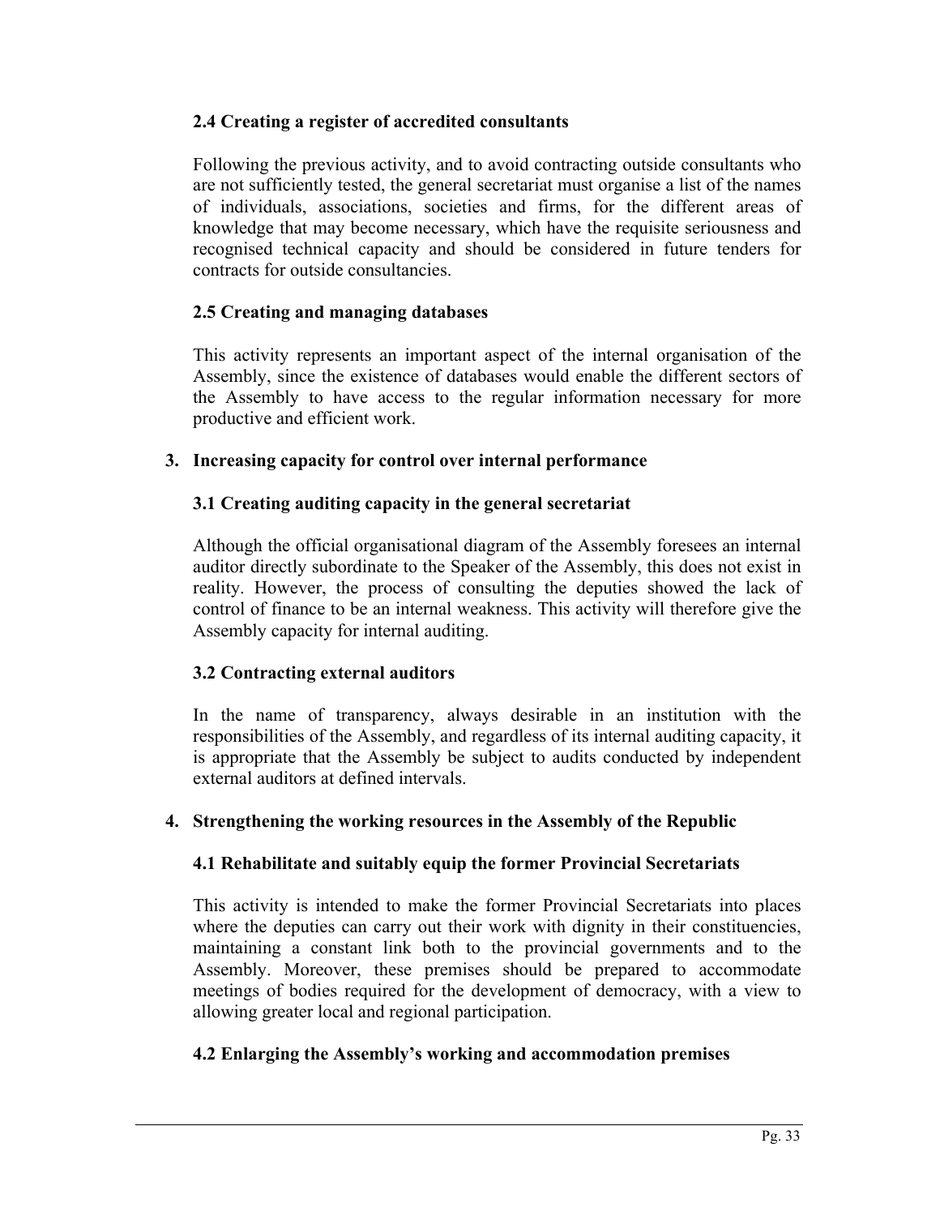### 2.4 Creating a register of accredited consultants

Following the previous activity, and to avoid contracting outside consultants who are not sufficiently tested, the general secretariat must organise a list of the names of individuals, associations, societies and firms, for the different areas of knowledge that may become necessary, which have the requisite seriousness and recognised technical capacity and should be considered in future tenders for contracts for outside consultancies.

### 2.5 Creating and managing databases

This activity represents an important aspect of the internal organisation of the Assembly, since the existence of databases would enable the different sectors of the Assembly to have access to the regular information necessary for more productive and efficient work.

## 3. Increasing capacity for control over internal performance

### 3.1 Creating auditing capacity in the general secretariat

Although the official organisational diagram of the Assembly foresees an internal auditor directly subordinate to the Speaker of the Assembly, this does not exist in reality. However, the process of consulting the deputies showed the lack of control of finance to be an internal weakness. This activity will therefore give the Assembly capacity for internal auditing.

### 3.2 Contracting external auditors

In the name of transparency, always desirable in an institution with the responsibilities of the Assembly, and regardless of its internal auditing capacity, it is appropriate that the Assembly be subject to audits conducted by independent external auditors at defined intervals.

## 4. Strengthening the working resources in the Assembly of the Republic

### 4.1 Rehabilitate and suitably equip the former Provincial Secretariats

This activity is intended to make the former Provincial Secretariats into places where the deputies can carry out their work with dignity in their constituencies, maintaining a constant link both to the provincial governments and to the Assembly. Moreover, these premises should be prepared to accommodate meetings of bodies required for the development of democracy, with a view to allowing greater local and regional participation.

### 4.2 Enlarging the Assembly's working and accommodation premises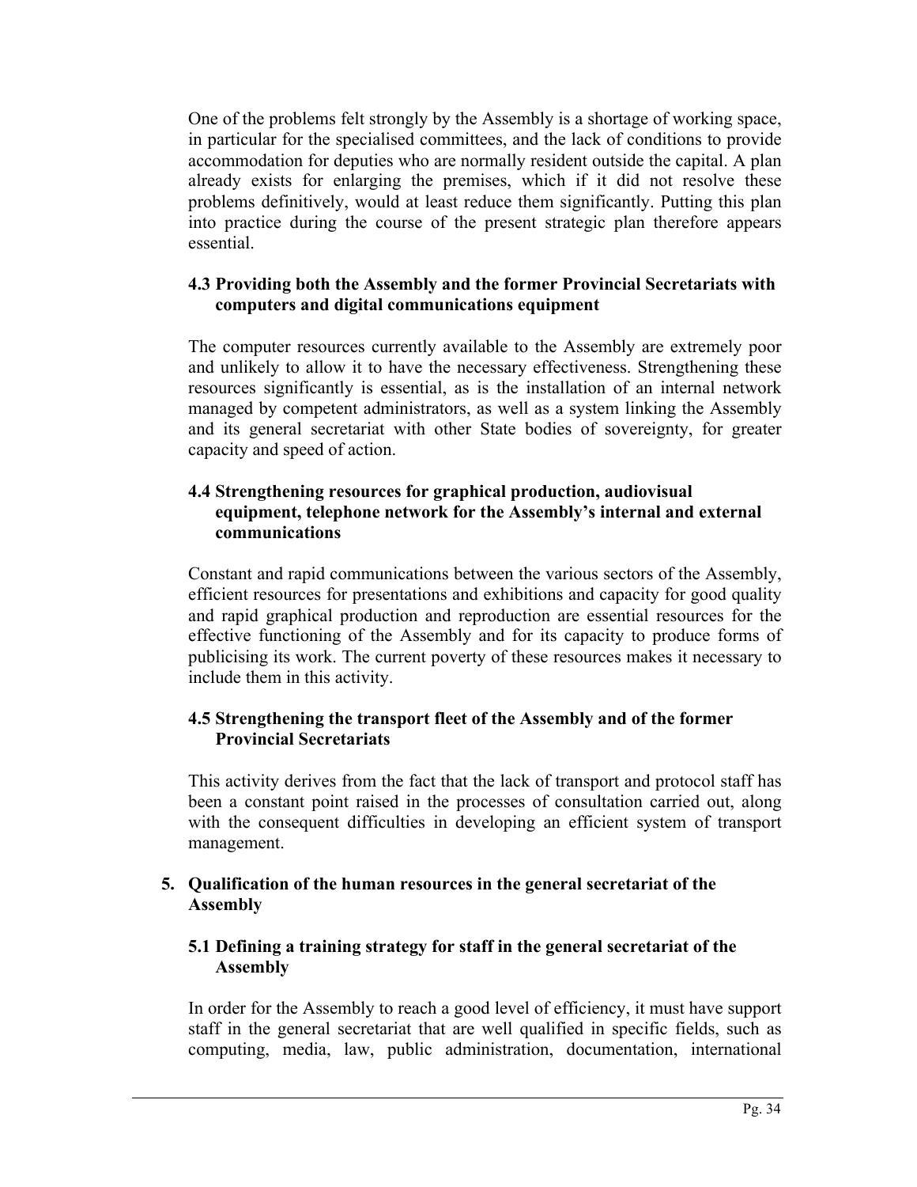One of the problems felt strongly by the Assembly is a shortage of working space, in particular for the specialised committees, and the lack of conditions to provide accommodation for deputies who are normally resident outside the capital. A plan already exists for enlarging the premises, which if it did not resolve these problems definitively, would at least reduce them significantly. Putting this plan into practice during the course of the present strategic plan therefore appears essential.

### 4.3 Providing both the Assembly and the former Provincial Secretariats with computers and digital communications equipment

The computer resources currently available to the Assembly are extremely poor and unlikely to allow it to have the necessary effectiveness. Strengthening these resources significantly is essential, as is the installation of an internal network managed by competent administrators, as well as a system linking the Assembly and its general secretariat with other State bodies of sovereignty, for greater capacity and speed of action.

### 4.4 Strengthening resources for graphical production, audiovisual equipment, telephone network for the Assembly's internal and external communications

Constant and rapid communications between the various sectors of the Assembly, efficient resources for presentations and exhibitions and capacity for good quality and rapid graphical production and reproduction are essential resources for the effective functioning of the Assembly and for its capacity to produce forms of publicising its work. The current poverty of these resources makes it necessary to include them in this activity.

### 4.5 Strengthening the transport fleet of the Assembly and of the former Provincial Secretariats

This activity derives from the fact that the lack of transport and protocol staff has been a constant point raised in the processes of consultation carried out, along with the consequent difficulties in developing an efficient system of transport management.

## 5. Qualification of the human resources in the general secretariat of the Assembly

### 5.1 Defining a training strategy for staff in the general secretariat of the Assembly

In order for the Assembly to reach a good level of efficiency, it must have support staff in the general secretariat that are well qualified in specific fields, such as computing, media, law, public administration, documentation, international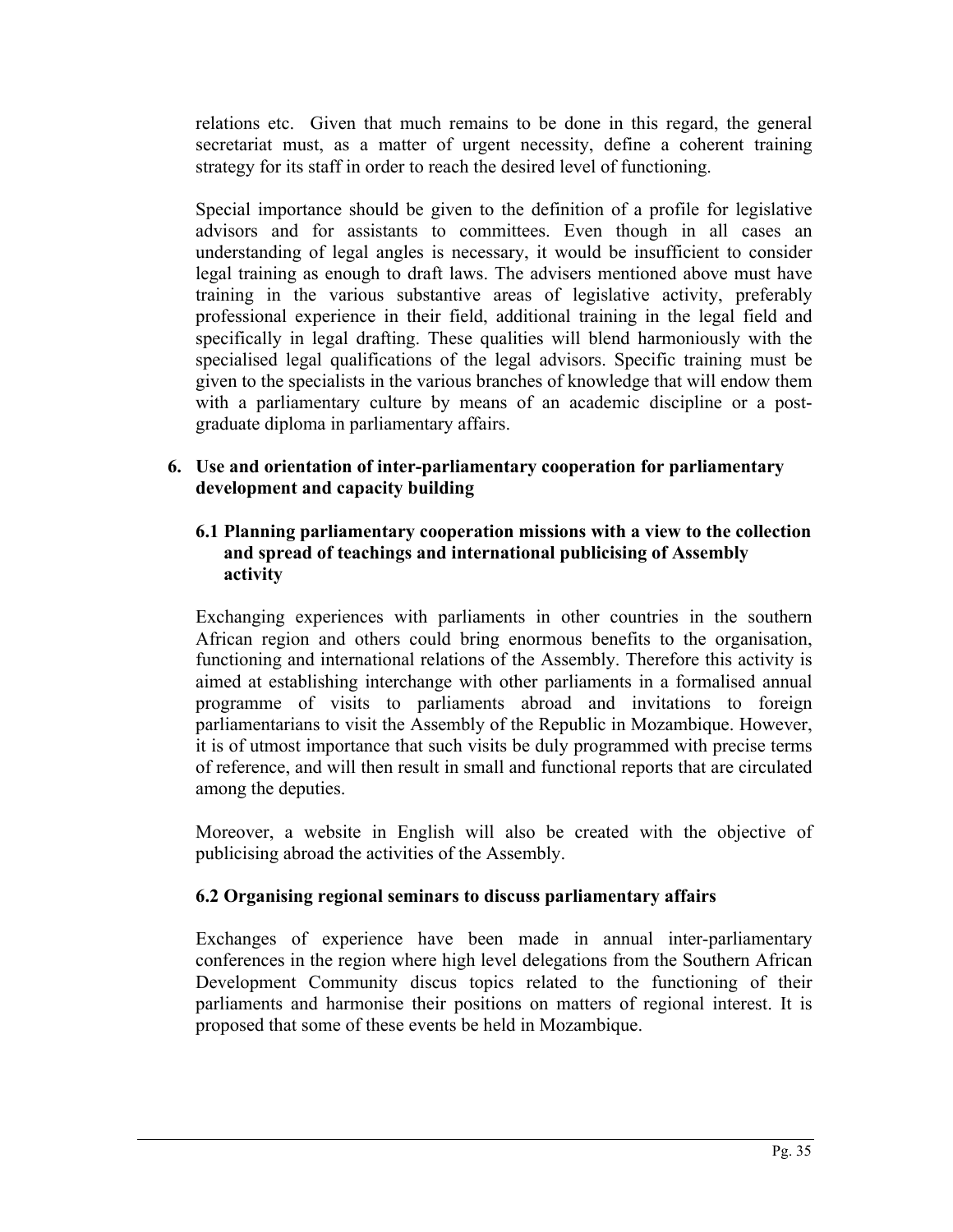relations etc. Given that much remains to be done in this regard, the general secretariat must, as a matter of urgent necessity, define a coherent training strategy for its staff in order to reach the desired level of functioning.

Special importance should be given to the definition of a profile for legislative advisors and for assistants to committees. Even though in all cases an understanding of legal angles is necessary, it would be insufficient to consider legal training as enough to draft laws. The advisers mentioned above must have training in the various substantive areas of legislative activity, preferably professional experience in their field, additional training in the legal field and specifically in legal drafting. These qualities will blend harmoniously with the specialised legal qualifications of the legal advisors. Specific training must be given to the specialists in the various branches of knowledge that will endow them with a parliamentary culture by means of an academic discipline or a post-graduate diploma in parliamentary affairs.

## 6. Use and orientation of inter-parliamentary cooperation for parliamentary development and capacity building

### 6.1 Planning parliamentary cooperation missions with a view to the collection and spread of teachings and international publicising of Assembly activity

Exchanging experiences with parliaments in other countries in the southern African region and others could bring enormous benefits to the organisation, functioning and international relations of the Assembly. Therefore this activity is aimed at establishing interchange with other parliaments in a formalised annual programme of visits to parliaments abroad and invitations to foreign parliamentarians to visit the Assembly of the Republic in Mozambique. However, it is of utmost importance that such visits be duly programmed with precise terms of reference, and will then result in small and functional reports that are circulated among the deputies.

Moreover, a website in English will also be created with the objective of publicising abroad the activities of the Assembly.

### 6.2 Organising regional seminars to discuss parliamentary affairs

Exchanges of experience have been made in annual inter-parliamentary conferences in the region where high level delegations from the Southern African Development Community discus topics related to the functioning of their parliaments and harmonise their positions on matters of regional interest. It is proposed that some of these events be held in Mozambique.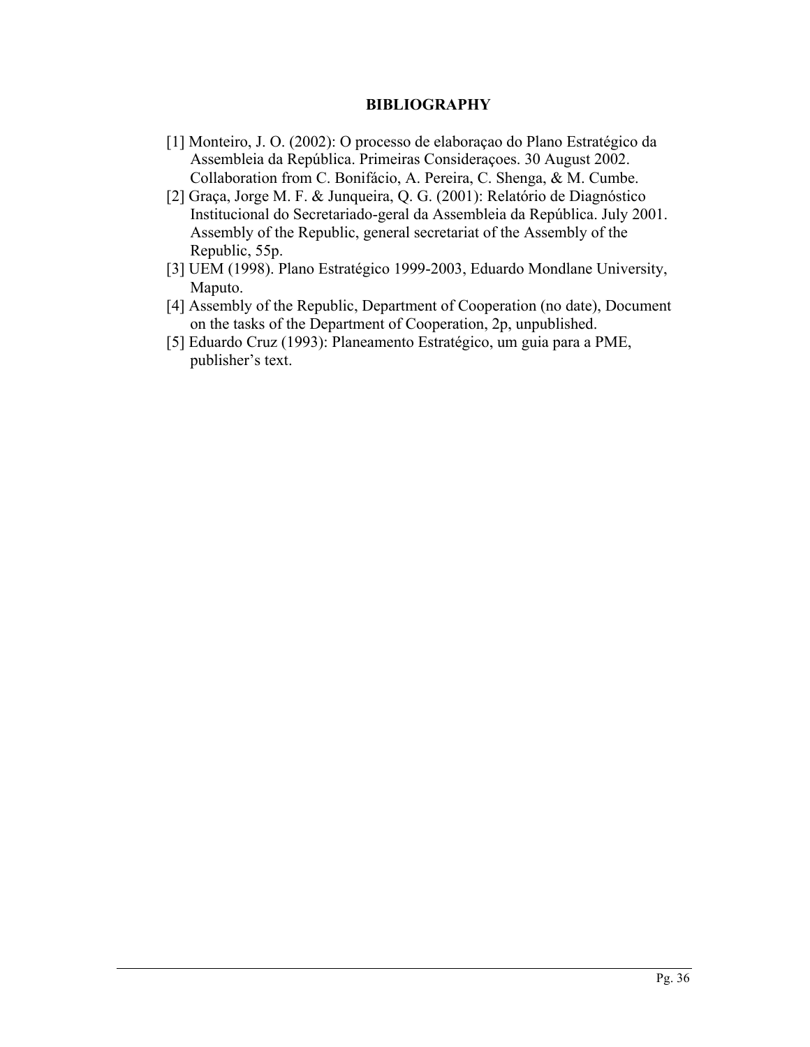## BIBLIOGRAPHY

[1] Monteiro, J. O. (2002): O processo de elaboraçao do Plano Estratégico da Assembleia da República. Primeiras Consideraçoes. 30 August 2002. Collaboration from C. Bonifácio, A. Pereira, C. Shenga, & M. Cumbe.

[2] Graça, Jorge M. F. & Junqueira, Q. G. (2001): Relatório de Diagnóstico Institucional do Secretariado-geral da Assembleia da República. July 2001. Assembly of the Republic, general secretariat of the Assembly of the Republic, 55p.

[3] UEM (1998). Plano Estratégico 1999-2003, Eduardo Mondlane University, Maputo.

[4] Assembly of the Republic, Department of Cooperation (no date), Document on the tasks of the Department of Cooperation, 2p, unpublished.

[5] Eduardo Cruz (1993): Planeamento Estratégico, um guia para a PME, publisher's text.